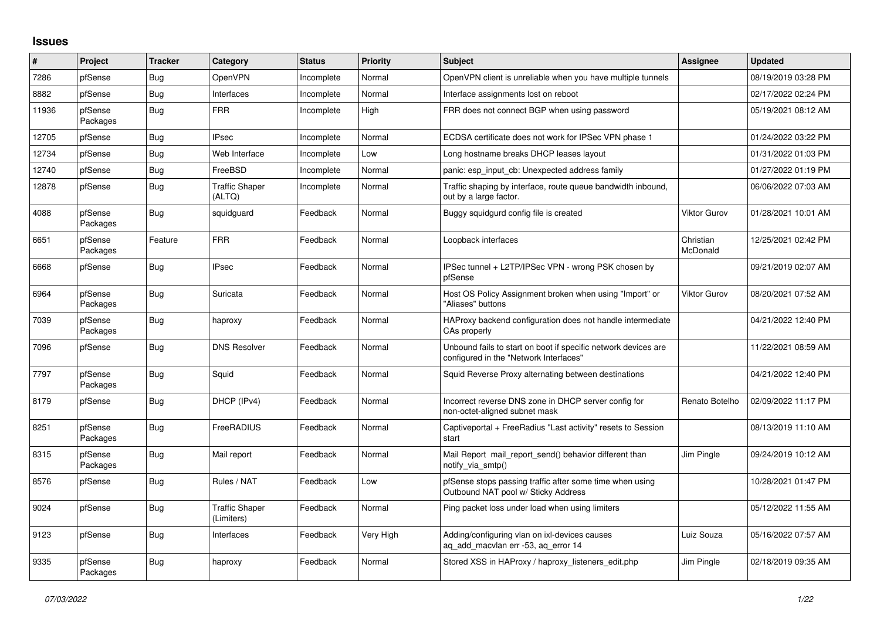## Issues

| # | Project | Tracker | Category | Status | Priority | Subject | Assignee | Updated |
|---|---|---|---|---|---|---|---|---|
| 7286 | pfSense | Bug | OpenVPN | Incomplete | Normal | OpenVPN client is unreliable when you have multiple tunnels | | 08/19/2019 03:28 PM |
| 8882 | pfSense | Bug | Interfaces | Incomplete | Normal | Interface assignments lost on reboot | | 02/17/2022 02:24 PM |
| 11936 | pfSense Packages | Bug | FRR | Incomplete | High | FRR does not connect BGP when using password | | 05/19/2021 08:12 AM |
| 12705 | pfSense | Bug | IPsec | Incomplete | Normal | ECDSA certificate does not work for IPSec VPN phase 1 | | 01/24/2022 03:22 PM |
| 12734 | pfSense | Bug | Web Interface | Incomplete | Low | Long hostname breaks DHCP leases layout | | 01/31/2022 01:03 PM |
| 12740 | pfSense | Bug | FreeBSD | Incomplete | Normal | panic: esp_input_cb: Unexpected address family | | 01/27/2022 01:19 PM |
| 12878 | pfSense | Bug | Traffic Shaper (ALTQ) | Incomplete | Normal | Traffic shaping by interface, route queue bandwidth inbound, out by a large factor. | | 06/06/2022 07:03 AM |
| 4088 | pfSense Packages | Bug | squidguard | Feedback | Normal | Buggy squidgurd config file is created | Viktor Gurov | 01/28/2021 10:01 AM |
| 6651 | pfSense Packages | Feature | FRR | Feedback | Normal | Loopback interfaces | Christian McDonald | 12/25/2021 02:42 PM |
| 6668 | pfSense | Bug | IPsec | Feedback | Normal | IPSec tunnel + L2TP/IPSec VPN - wrong PSK chosen by pfSense | | 09/21/2019 02:07 AM |
| 6964 | pfSense Packages | Bug | Suricata | Feedback | Normal | Host OS Policy Assignment broken when using "Import" or "Aliases" buttons | Viktor Gurov | 08/20/2021 07:52 AM |
| 7039 | pfSense Packages | Bug | haproxy | Feedback | Normal | HAProxy backend configuration does not handle intermediate CAs properly | | 04/21/2022 12:40 PM |
| 7096 | pfSense | Bug | DNS Resolver | Feedback | Normal | Unbound fails to start on boot if specific network devices are configured in the "Network Interfaces" | | 11/22/2021 08:59 AM |
| 7797 | pfSense Packages | Bug | Squid | Feedback | Normal | Squid Reverse Proxy alternating between destinations | | 04/21/2022 12:40 PM |
| 8179 | pfSense | Bug | DHCP (IPv4) | Feedback | Normal | Incorrect reverse DNS zone in DHCP server config for non-octet-aligned subnet mask | Renato Botelho | 02/09/2022 11:17 PM |
| 8251 | pfSense Packages | Bug | FreeRADIUS | Feedback | Normal | Captiveportal + FreeRadius "Last activity" resets to Session start | | 08/13/2019 11:10 AM |
| 8315 | pfSense Packages | Bug | Mail report | Feedback | Normal | Mail Report mail_report_send() behavior different than notify_via_smtp() | Jim Pingle | 09/24/2019 10:12 AM |
| 8576 | pfSense | Bug | Rules / NAT | Feedback | Low | pfSense stops passing traffic after some time when using Outbound NAT pool w/ Sticky Address | | 10/28/2021 01:47 PM |
| 9024 | pfSense | Bug | Traffic Shaper (Limiters) | Feedback | Normal | Ping packet loss under load when using limiters | | 05/12/2022 11:55 AM |
| 9123 | pfSense | Bug | Interfaces | Feedback | Very High | Adding/configuring vlan on ixl-devices causes aq_add_macvlan err -53, aq_error 14 | Luiz Souza | 05/16/2022 07:57 AM |
| 9335 | pfSense Packages | Bug | haproxy | Feedback | Normal | Stored XSS in HAProxy / haproxy_listeners_edit.php | Jim Pingle | 02/18/2019 09:35 AM |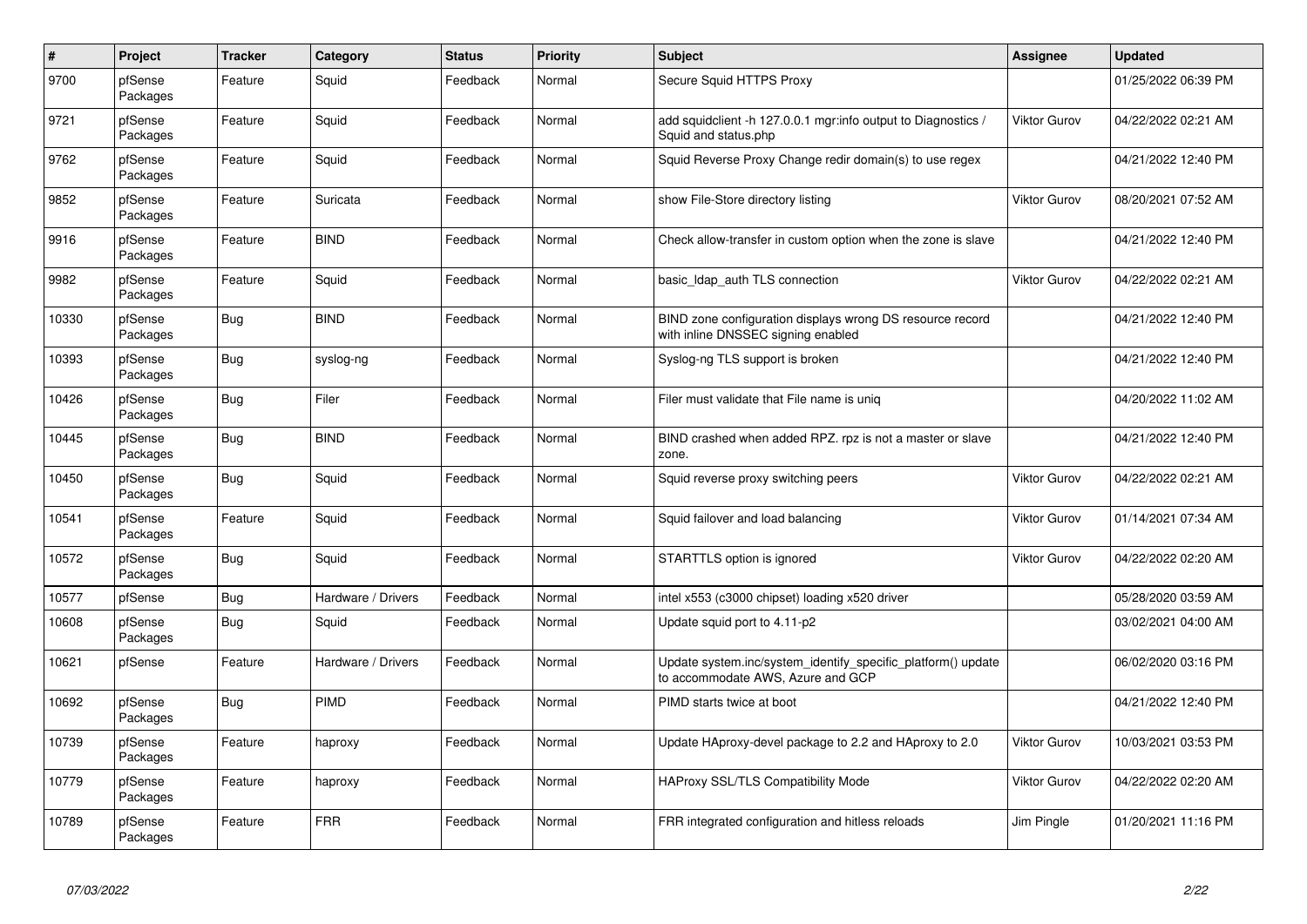| # | Project | Tracker | Category | Status | Priority | Subject | Assignee | Updated |
| --- | --- | --- | --- | --- | --- | --- | --- | --- |
| 9700 | pfSense Packages | Feature | Squid | Feedback | Normal | Secure Squid HTTPS Proxy | | 01/25/2022 06:39 PM |
| 9721 | pfSense Packages | Feature | Squid | Feedback | Normal | add squidclient -h 127.0.0.1 mgr:info output to Diagnostics / Squid and status.php | Viktor Gurov | 04/22/2022 02:21 AM |
| 9762 | pfSense Packages | Feature | Squid | Feedback | Normal | Squid Reverse Proxy Change redir domain(s) to use regex | | 04/21/2022 12:40 PM |
| 9852 | pfSense Packages | Feature | Suricata | Feedback | Normal | show File-Store directory listing | Viktor Gurov | 08/20/2021 07:52 AM |
| 9916 | pfSense Packages | Feature | BIND | Feedback | Normal | Check allow-transfer in custom option when the zone is slave | | 04/21/2022 12:40 PM |
| 9982 | pfSense Packages | Feature | Squid | Feedback | Normal | basic_ldap_auth TLS connection | Viktor Gurov | 04/22/2022 02:21 AM |
| 10330 | pfSense Packages | Bug | BIND | Feedback | Normal | BIND zone configuration displays wrong DS resource record with inline DNSSEC signing enabled | | 04/21/2022 12:40 PM |
| 10393 | pfSense Packages | Bug | syslog-ng | Feedback | Normal | Syslog-ng TLS support is broken | | 04/21/2022 12:40 PM |
| 10426 | pfSense Packages | Bug | Filer | Feedback | Normal | Filer must validate that File name is uniq | | 04/20/2022 11:02 AM |
| 10445 | pfSense Packages | Bug | BIND | Feedback | Normal | BIND crashed when added RPZ. rpz is not a master or slave zone. | | 04/21/2022 12:40 PM |
| 10450 | pfSense Packages | Bug | Squid | Feedback | Normal | Squid reverse proxy switching peers | Viktor Gurov | 04/22/2022 02:21 AM |
| 10541 | pfSense Packages | Feature | Squid | Feedback | Normal | Squid failover and load balancing | Viktor Gurov | 01/14/2021 07:34 AM |
| 10572 | pfSense Packages | Bug | Squid | Feedback | Normal | STARTTLS option is ignored | Viktor Gurov | 04/22/2022 02:20 AM |
| 10577 | pfSense | Bug | Hardware / Drivers | Feedback | Normal | intel x553 (c3000 chipset) loading x520 driver | | 05/28/2020 03:59 AM |
| 10608 | pfSense Packages | Bug | Squid | Feedback | Normal | Update squid port to 4.11-p2 | | 03/02/2021 04:00 AM |
| 10621 | pfSense | Feature | Hardware / Drivers | Feedback | Normal | Update system.inc/system_identify_specific_platform() update to accommodate AWS, Azure and GCP | | 06/02/2020 03:16 PM |
| 10692 | pfSense Packages | Bug | PIMD | Feedback | Normal | PIMD starts twice at boot | | 04/21/2022 12:40 PM |
| 10739 | pfSense Packages | Feature | haproxy | Feedback | Normal | Update HAproxy-devel package to 2.2 and HAproxy to 2.0 | Viktor Gurov | 10/03/2021 03:53 PM |
| 10779 | pfSense Packages | Feature | haproxy | Feedback | Normal | HAProxy SSL/TLS Compatibility Mode | Viktor Gurov | 04/22/2022 02:20 AM |
| 10789 | pfSense Packages | Feature | FRR | Feedback | Normal | FRR integrated configuration and hitless reloads | Jim Pingle | 01/20/2021 11:16 PM |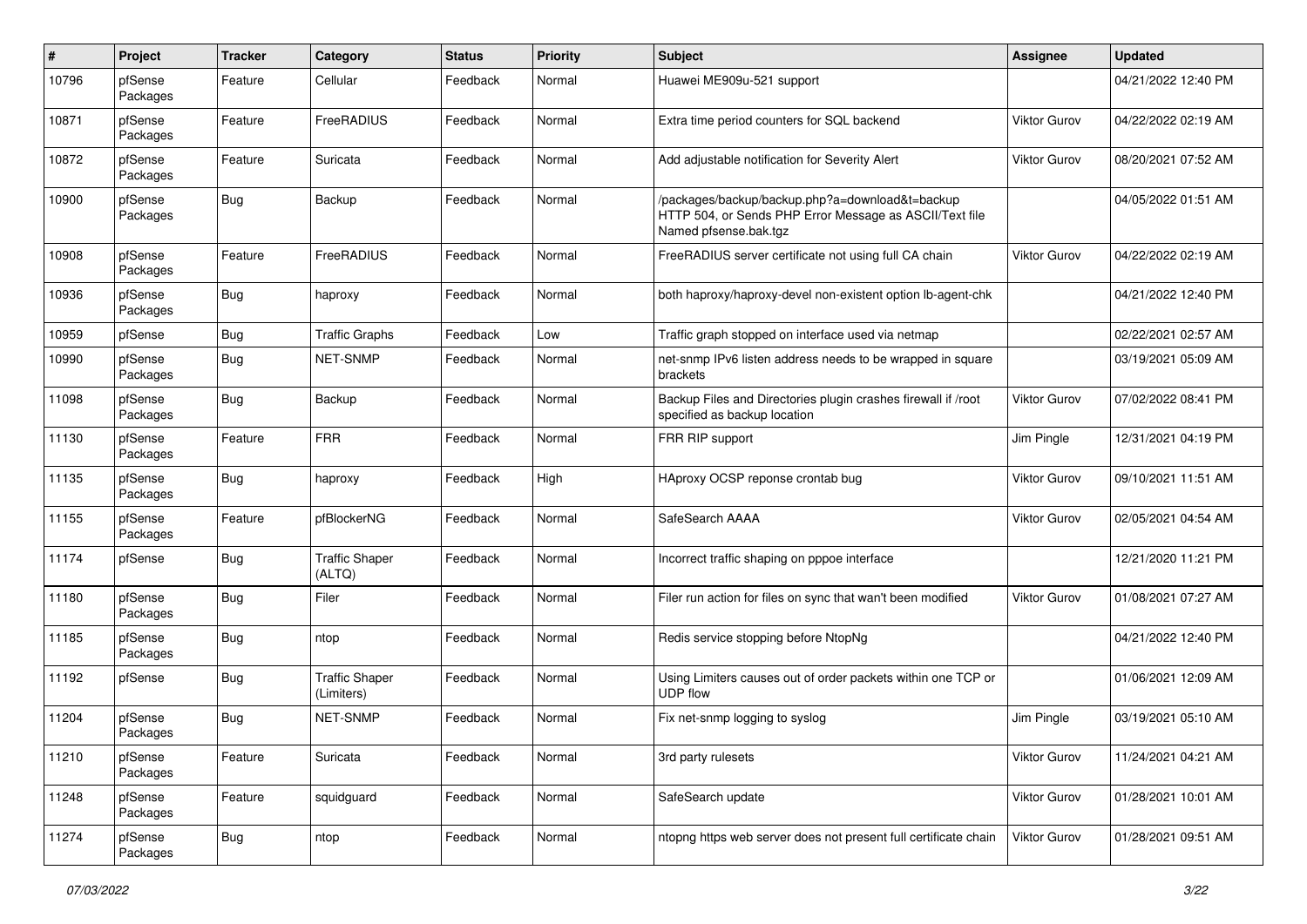| # | Project | Tracker | Category | Status | Priority | Subject | Assignee | Updated |
|---|---|---|---|---|---|---|---|---|
| 10796 | pfSense Packages | Feature | Cellular | Feedback | Normal | Huawei ME909u-521 support | | 04/21/2022 12:40 PM |
| 10871 | pfSense Packages | Feature | FreeRADIUS | Feedback | Normal | Extra time period counters for SQL backend | Viktor Gurov | 04/22/2022 02:19 AM |
| 10872 | pfSense Packages | Feature | Suricata | Feedback | Normal | Add adjustable notification for Severity Alert | Viktor Gurov | 08/20/2021 07:52 AM |
| 10900 | pfSense Packages | Bug | Backup | Feedback | Normal | /packages/backup/backup.php?a=download&t=backup HTTP 504, or Sends PHP Error Message as ASCII/Text file Named pfsense.bak.tgz | | 04/05/2022 01:51 AM |
| 10908 | pfSense Packages | Feature | FreeRADIUS | Feedback | Normal | FreeRADIUS server certificate not using full CA chain | Viktor Gurov | 04/22/2022 02:19 AM |
| 10936 | pfSense Packages | Bug | haproxy | Feedback | Normal | both haproxy/haproxy-devel non-existent option lb-agent-chk | | 04/21/2022 12:40 PM |
| 10959 | pfSense | Bug | Traffic Graphs | Feedback | Low | Traffic graph stopped on interface used via netmap | | 02/22/2021 02:57 AM |
| 10990 | pfSense Packages | Bug | NET-SNMP | Feedback | Normal | net-snmp IPv6 listen address needs to be wrapped in square brackets | | 03/19/2021 05:09 AM |
| 11098 | pfSense Packages | Bug | Backup | Feedback | Normal | Backup Files and Directories plugin crashes firewall if /root specified as backup location | Viktor Gurov | 07/02/2022 08:41 PM |
| 11130 | pfSense Packages | Feature | FRR | Feedback | Normal | FRR RIP support | Jim Pingle | 12/31/2021 04:19 PM |
| 11135 | pfSense Packages | Bug | haproxy | Feedback | High | HAproxy OCSP reponse crontab bug | Viktor Gurov | 09/10/2021 11:51 AM |
| 11155 | pfSense Packages | Feature | pfBlockerNG | Feedback | Normal | SafeSearch AAAA | Viktor Gurov | 02/05/2021 04:54 AM |
| 11174 | pfSense | Bug | Traffic Shaper (ALTQ) | Feedback | Normal | Incorrect traffic shaping on pppoe interface | | 12/21/2020 11:21 PM |
| 11180 | pfSense Packages | Bug | Filer | Feedback | Normal | Filer run action for files on sync that wan't been modified | Viktor Gurov | 01/08/2021 07:27 AM |
| 11185 | pfSense Packages | Bug | ntop | Feedback | Normal | Redis service stopping before NtopNg | | 04/21/2022 12:40 PM |
| 11192 | pfSense | Bug | Traffic Shaper (Limiters) | Feedback | Normal | Using Limiters causes out of order packets within one TCP or UDP flow | | 01/06/2021 12:09 AM |
| 11204 | pfSense Packages | Bug | NET-SNMP | Feedback | Normal | Fix net-snmp logging to syslog | Jim Pingle | 03/19/2021 05:10 AM |
| 11210 | pfSense Packages | Feature | Suricata | Feedback | Normal | 3rd party rulesets | Viktor Gurov | 11/24/2021 04:21 AM |
| 11248 | pfSense Packages | Feature | squidguard | Feedback | Normal | SafeSearch update | Viktor Gurov | 01/28/2021 10:01 AM |
| 11274 | pfSense Packages | Bug | ntop | Feedback | Normal | ntopng https web server does not present full certificate chain | Viktor Gurov | 01/28/2021 09:51 AM |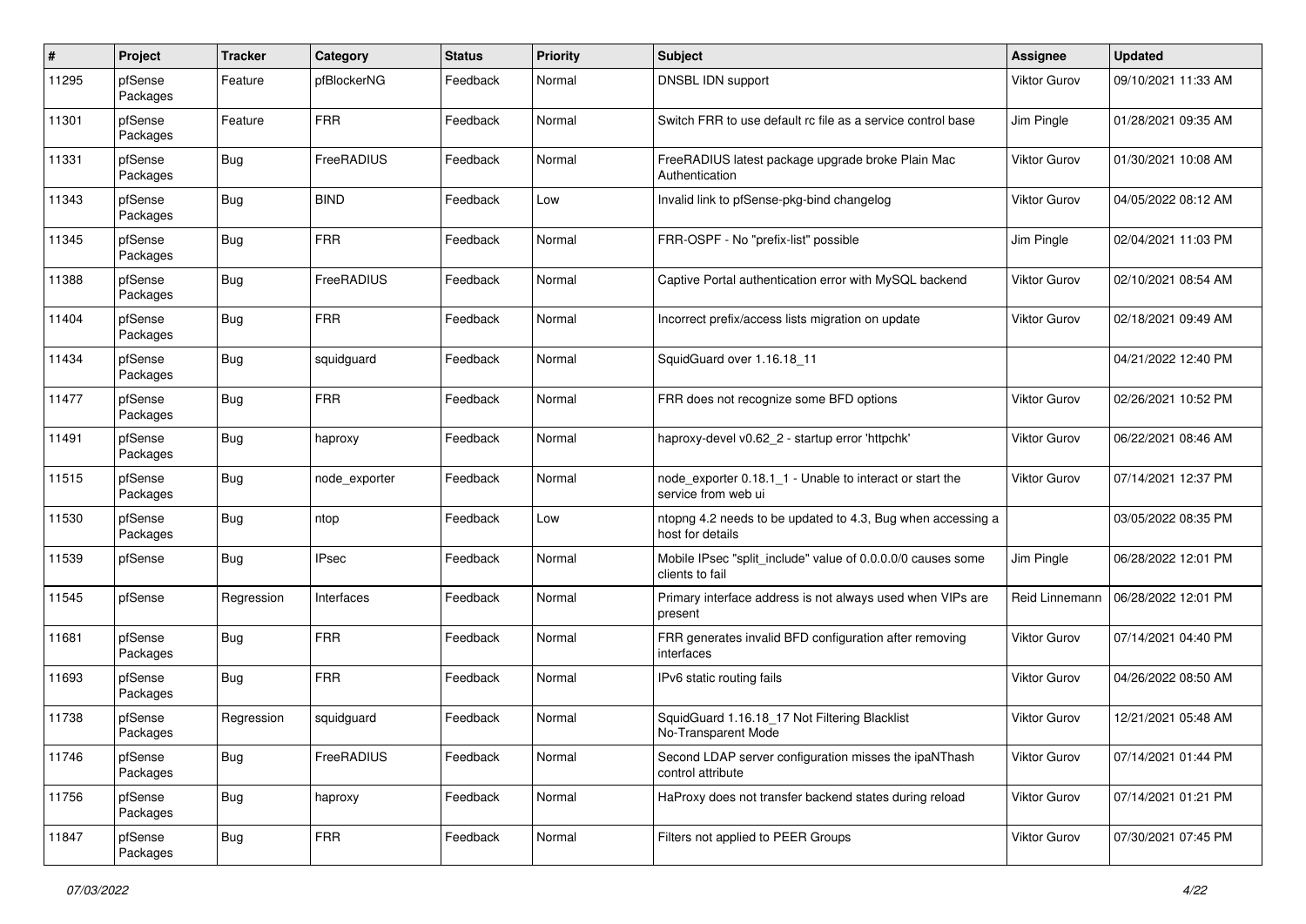| # | Project | Tracker | Category | Status | Priority | Subject | Assignee | Updated |
|---|---|---|---|---|---|---|---|---|
| 11295 | pfSense Packages | Feature | pfBlockerNG | Feedback | Normal | DNSBL IDN support | Viktor Gurov | 09/10/2021 11:33 AM |
| 11301 | pfSense Packages | Feature | FRR | Feedback | Normal | Switch FRR to use default rc file as a service control base | Jim Pingle | 01/28/2021 09:35 AM |
| 11331 | pfSense Packages | Bug | FreeRADIUS | Feedback | Normal | FreeRADIUS latest package upgrade broke Plain Mac Authentication | Viktor Gurov | 01/30/2021 10:08 AM |
| 11343 | pfSense Packages | Bug | BIND | Feedback | Low | Invalid link to pfSense-pkg-bind changelog | Viktor Gurov | 04/05/2022 08:12 AM |
| 11345 | pfSense Packages | Bug | FRR | Feedback | Normal | FRR-OSPF - No "prefix-list" possible | Jim Pingle | 02/04/2021 11:03 PM |
| 11388 | pfSense Packages | Bug | FreeRADIUS | Feedback | Normal | Captive Portal authentication error with MySQL backend | Viktor Gurov | 02/10/2021 08:54 AM |
| 11404 | pfSense Packages | Bug | FRR | Feedback | Normal | Incorrect prefix/access lists migration on update | Viktor Gurov | 02/18/2021 09:49 AM |
| 11434 | pfSense Packages | Bug | squidguard | Feedback | Normal | SquidGuard over 1.16.18_11 | | 04/21/2022 12:40 PM |
| 11477 | pfSense Packages | Bug | FRR | Feedback | Normal | FRR does not recognize some BFD options | Viktor Gurov | 02/26/2021 10:52 PM |
| 11491 | pfSense Packages | Bug | haproxy | Feedback | Normal | haproxy-devel v0.62_2 - startup error 'httpchk' | Viktor Gurov | 06/22/2021 08:46 AM |
| 11515 | pfSense Packages | Bug | node_exporter | Feedback | Normal | node_exporter 0.18.1_1 - Unable to interact or start the service from web ui | Viktor Gurov | 07/14/2021 12:37 PM |
| 11530 | pfSense Packages | Bug | ntop | Feedback | Low | ntopng 4.2 needs to be updated to 4.3, Bug when accessing a host for details | | 03/05/2022 08:35 PM |
| 11539 | pfSense | Bug | IPsec | Feedback | Normal | Mobile IPsec "split_include" value of 0.0.0.0/0 causes some clients to fail | Jim Pingle | 06/28/2022 12:01 PM |
| 11545 | pfSense | Regression | Interfaces | Feedback | Normal | Primary interface address is not always used when VIPs are present | Reid Linnemann | 06/28/2022 12:01 PM |
| 11681 | pfSense Packages | Bug | FRR | Feedback | Normal | FRR generates invalid BFD configuration after removing interfaces | Viktor Gurov | 07/14/2021 04:40 PM |
| 11693 | pfSense Packages | Bug | FRR | Feedback | Normal | IPv6 static routing fails | Viktor Gurov | 04/26/2022 08:50 AM |
| 11738 | pfSense Packages | Regression | squidguard | Feedback | Normal | SquidGuard 1.16.18_17 Not Filtering Blacklist No-Transparent Mode | Viktor Gurov | 12/21/2021 05:48 AM |
| 11746 | pfSense Packages | Bug | FreeRADIUS | Feedback | Normal | Second LDAP server configuration misses the ipaNThash control attribute | Viktor Gurov | 07/14/2021 01:44 PM |
| 11756 | pfSense Packages | Bug | haproxy | Feedback | Normal | HaProxy does not transfer backend states during reload | Viktor Gurov | 07/14/2021 01:21 PM |
| 11847 | pfSense Packages | Bug | FRR | Feedback | Normal | Filters not applied to PEER Groups | Viktor Gurov | 07/30/2021 07:45 PM |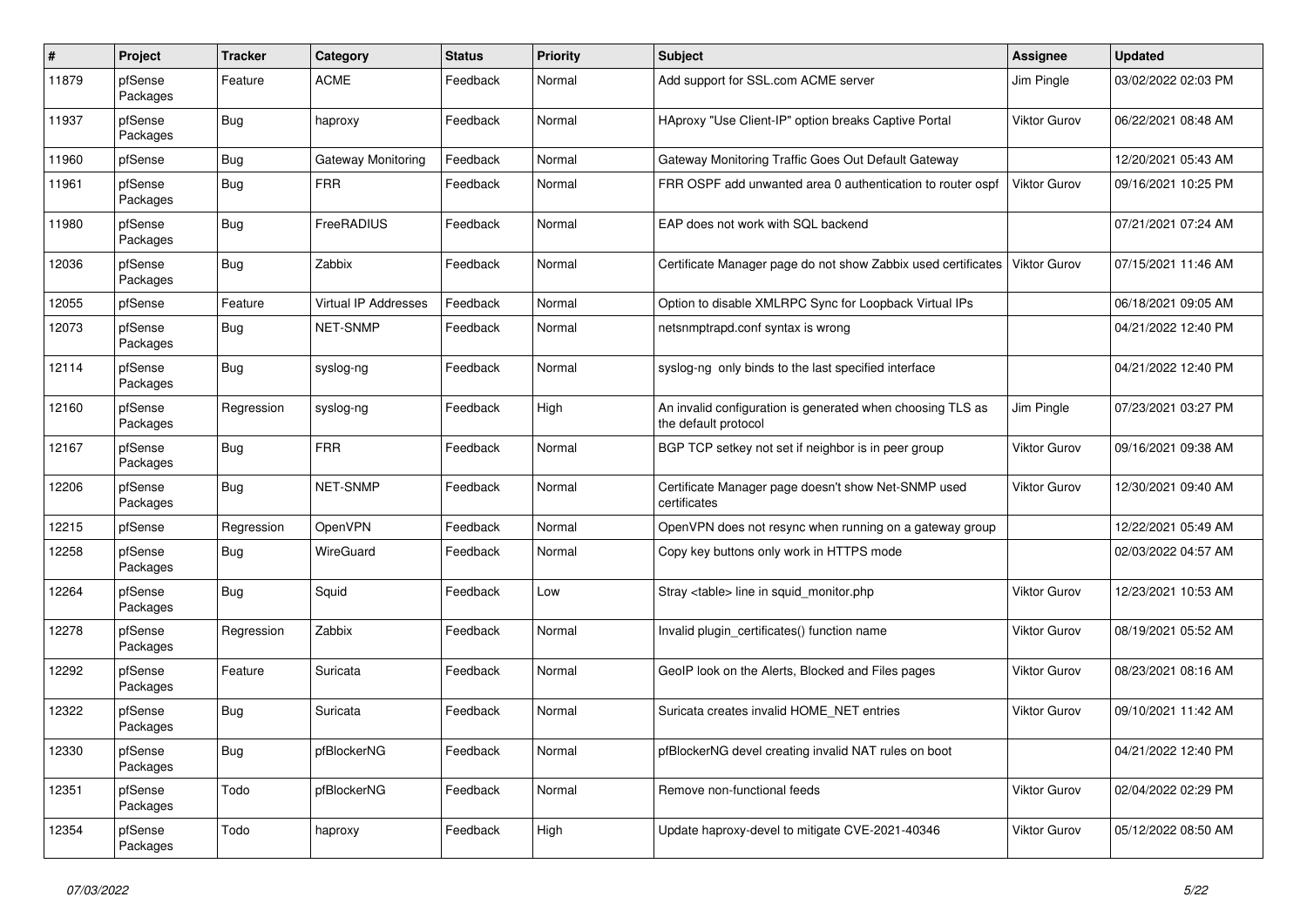| # | Project | Tracker | Category | Status | Priority | Subject | Assignee | Updated |
|---|---|---|---|---|---|---|---|---|
| 11879 | pfSense Packages | Feature | ACME | Feedback | Normal | Add support for SSL.com ACME server | Jim Pingle | 03/02/2022 02:03 PM |
| 11937 | pfSense Packages | Bug | haproxy | Feedback | Normal | HAproxy "Use Client-IP" option breaks Captive Portal | Viktor Gurov | 06/22/2021 08:48 AM |
| 11960 | pfSense | Bug | Gateway Monitoring | Feedback | Normal | Gateway Monitoring Traffic Goes Out Default Gateway | | 12/20/2021 05:43 AM |
| 11961 | pfSense Packages | Bug | FRR | Feedback | Normal | FRR OSPF add unwanted area 0 authentication to router ospf | Viktor Gurov | 09/16/2021 10:25 PM |
| 11980 | pfSense Packages | Bug | FreeRADIUS | Feedback | Normal | EAP does not work with SQL backend | | 07/21/2021 07:24 AM |
| 12036 | pfSense Packages | Bug | Zabbix | Feedback | Normal | Certificate Manager page do not show Zabbix used certificates | Viktor Gurov | 07/15/2021 11:46 AM |
| 12055 | pfSense | Feature | Virtual IP Addresses | Feedback | Normal | Option to disable XMLRPC Sync for Loopback Virtual IPs | | 06/18/2021 09:05 AM |
| 12073 | pfSense Packages | Bug | NET-SNMP | Feedback | Normal | netsnmptrapd.conf syntax is wrong | | 04/21/2022 12:40 PM |
| 12114 | pfSense Packages | Bug | syslog-ng | Feedback | Normal | syslog-ng only binds to the last specified interface | | 04/21/2022 12:40 PM |
| 12160 | pfSense Packages | Regression | syslog-ng | Feedback | High | An invalid configuration is generated when choosing TLS as the default protocol | Jim Pingle | 07/23/2021 03:27 PM |
| 12167 | pfSense Packages | Bug | FRR | Feedback | Normal | BGP TCP setkey not set if neighbor is in peer group | Viktor Gurov | 09/16/2021 09:38 AM |
| 12206 | pfSense Packages | Bug | NET-SNMP | Feedback | Normal | Certificate Manager page doesn't show Net-SNMP used certificates | Viktor Gurov | 12/30/2021 09:40 AM |
| 12215 | pfSense | Regression | OpenVPN | Feedback | Normal | OpenVPN does not resync when running on a gateway group | | 12/22/2021 05:49 AM |
| 12258 | pfSense Packages | Bug | WireGuard | Feedback | Normal | Copy key buttons only work in HTTPS mode | | 02/03/2022 04:57 AM |
| 12264 | pfSense Packages | Bug | Squid | Feedback | Low | Stray <table> line in squid_monitor.php | Viktor Gurov | 12/23/2021 10:53 AM |
| 12278 | pfSense Packages | Regression | Zabbix | Feedback | Normal | Invalid plugin_certificates() function name | Viktor Gurov | 08/19/2021 05:52 AM |
| 12292 | pfSense Packages | Feature | Suricata | Feedback | Normal | GeoIP look on the Alerts, Blocked and Files pages | Viktor Gurov | 08/23/2021 08:16 AM |
| 12322 | pfSense Packages | Bug | Suricata | Feedback | Normal | Suricata creates invalid HOME_NET entries | Viktor Gurov | 09/10/2021 11:42 AM |
| 12330 | pfSense Packages | Bug | pfBlockerNG | Feedback | Normal | pfBlockerNG devel creating invalid NAT rules on boot | | 04/21/2022 12:40 PM |
| 12351 | pfSense Packages | Todo | pfBlockerNG | Feedback | Normal | Remove non-functional feeds | Viktor Gurov | 02/04/2022 02:29 PM |
| 12354 | pfSense Packages | Todo | haproxy | Feedback | High | Update haproxy-devel to mitigate CVE-2021-40346 | Viktor Gurov | 05/12/2022 08:50 AM |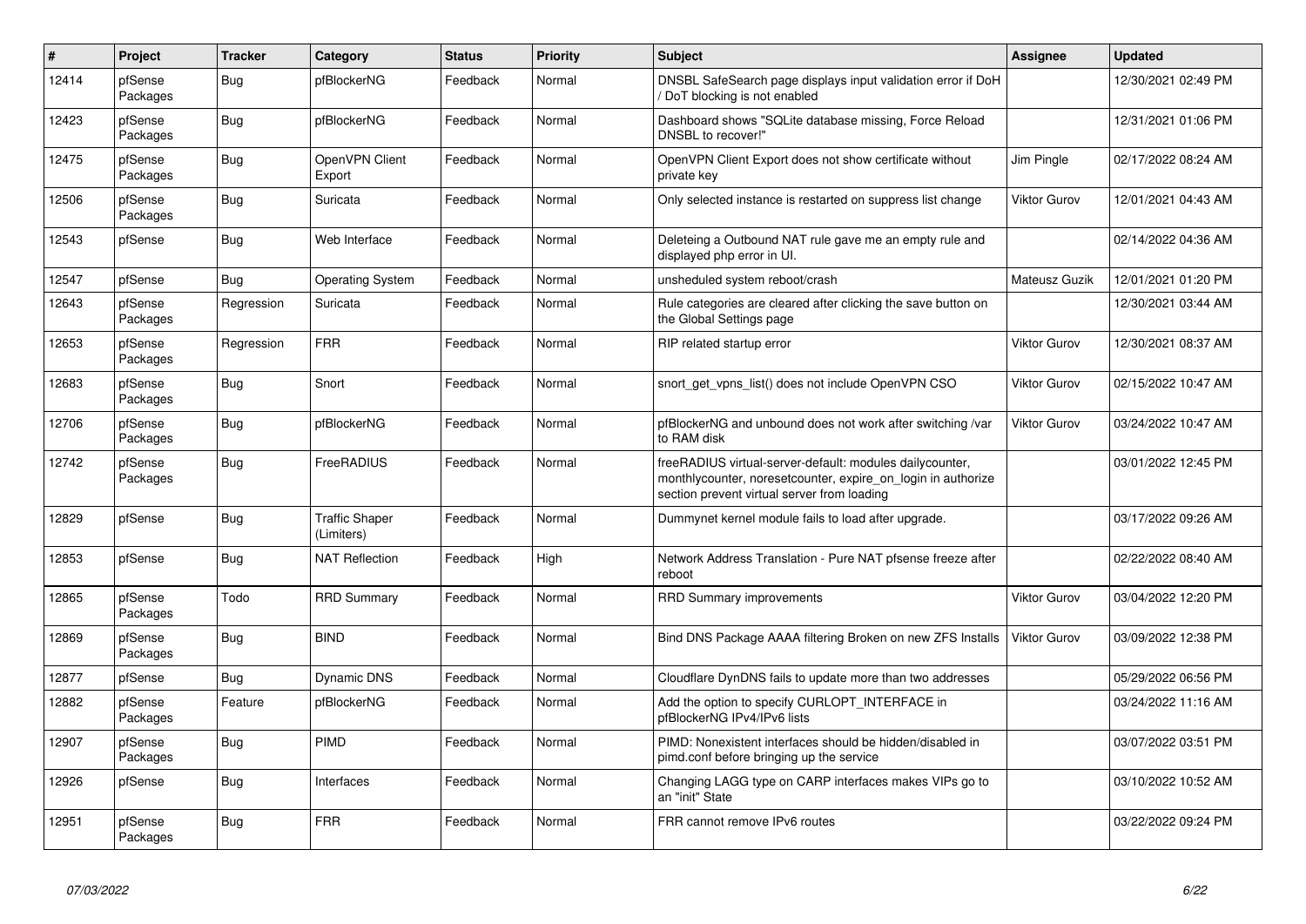| # | Project | Tracker | Category | Status | Priority | Subject | Assignee | Updated |
|---|---|---|---|---|---|---|---|---|
| 12414 | pfSense Packages | Bug | pfBlockerNG | Feedback | Normal | DNSBL SafeSearch page displays input validation error if DoH / DoT blocking is not enabled | | 12/30/2021 02:49 PM |
| 12423 | pfSense Packages | Bug | pfBlockerNG | Feedback | Normal | Dashboard shows "SQLite database missing, Force Reload DNSBL to recover!" | | 12/31/2021 01:06 PM |
| 12475 | pfSense Packages | Bug | OpenVPN Client Export | Feedback | Normal | OpenVPN Client Export does not show certificate without private key | Jim Pingle | 02/17/2022 08:24 AM |
| 12506 | pfSense Packages | Bug | Suricata | Feedback | Normal | Only selected instance is restarted on suppress list change | Viktor Gurov | 12/01/2021 04:43 AM |
| 12543 | pfSense | Bug | Web Interface | Feedback | Normal | Deleteing a Outbound NAT rule gave me an empty rule and displayed php error in UI. | | 02/14/2022 04:36 AM |
| 12547 | pfSense | Bug | Operating System | Feedback | Normal | unsheduled system reboot/crash | Mateusz Guzik | 12/01/2021 01:20 PM |
| 12643 | pfSense Packages | Regression | Suricata | Feedback | Normal | Rule categories are cleared after clicking the save button on the Global Settings page | | 12/30/2021 03:44 AM |
| 12653 | pfSense Packages | Regression | FRR | Feedback | Normal | RIP related startup error | Viktor Gurov | 12/30/2021 08:37 AM |
| 12683 | pfSense Packages | Bug | Snort | Feedback | Normal | snort_get_vpns_list() does not include OpenVPN CSO | Viktor Gurov | 02/15/2022 10:47 AM |
| 12706 | pfSense Packages | Bug | pfBlockerNG | Feedback | Normal | pfBlockerNG and unbound does not work after switching /var to RAM disk | Viktor Gurov | 03/24/2022 10:47 AM |
| 12742 | pfSense Packages | Bug | FreeRADIUS | Feedback | Normal | freeRADIUS virtual-server-default: modules dailycounter, monthlycounter, noresetcounter, expire_on_login in authorize section prevent virtual server from loading | | 03/01/2022 12:45 PM |
| 12829 | pfSense | Bug | Traffic Shaper (Limiters) | Feedback | Normal | Dummynet kernel module fails to load after upgrade. | | 03/17/2022 09:26 AM |
| 12853 | pfSense | Bug | NAT Reflection | Feedback | High | Network Address Translation - Pure NAT pfsense freeze after reboot | | 02/22/2022 08:40 AM |
| 12865 | pfSense Packages | Todo | RRD Summary | Feedback | Normal | RRD Summary improvements | Viktor Gurov | 03/04/2022 12:20 PM |
| 12869 | pfSense Packages | Bug | BIND | Feedback | Normal | Bind DNS Package AAAA filtering Broken on new ZFS Installs | Viktor Gurov | 03/09/2022 12:38 PM |
| 12877 | pfSense | Bug | Dynamic DNS | Feedback | Normal | Cloudflare DynDNS fails to update more than two addresses | | 05/29/2022 06:56 PM |
| 12882 | pfSense Packages | Feature | pfBlockerNG | Feedback | Normal | Add the option to specify CURLOPT_INTERFACE in pfBlockerNG IPv4/IPv6 lists | | 03/24/2022 11:16 AM |
| 12907 | pfSense Packages | Bug | PIMD | Feedback | Normal | PIMD: Nonexistent interfaces should be hidden/disabled in pimd.conf before bringing up the service | | 03/07/2022 03:51 PM |
| 12926 | pfSense | Bug | Interfaces | Feedback | Normal | Changing LAGG type on CARP interfaces makes VIPs go to an "init" State | | 03/10/2022 10:52 AM |
| 12951 | pfSense Packages | Bug | FRR | Feedback | Normal | FRR cannot remove IPv6 routes | | 03/22/2022 09:24 PM |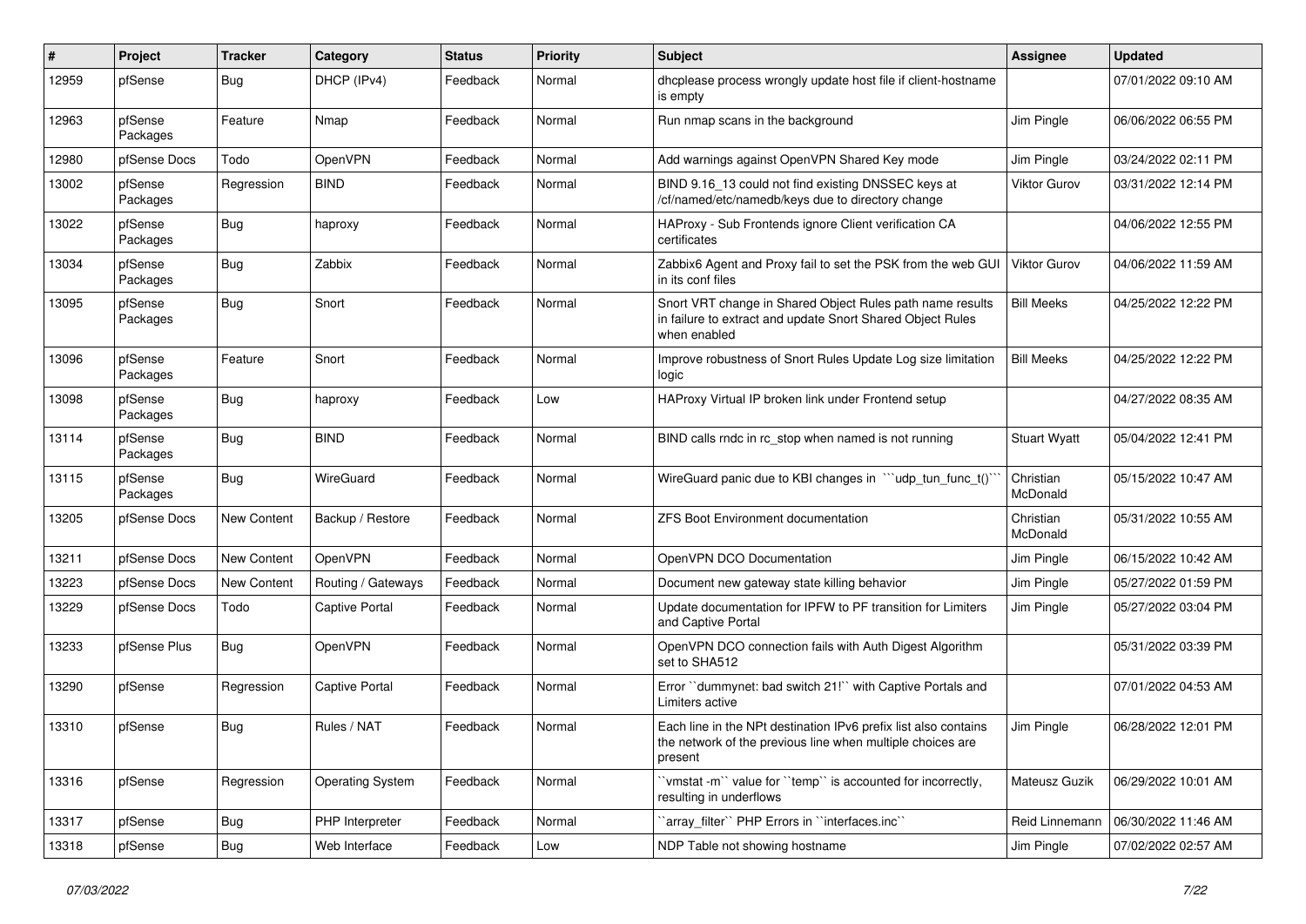| # | Project | Tracker | Category | Status | Priority | Subject | Assignee | Updated |
|---|---|---|---|---|---|---|---|---|
| 12959 | pfSense | Bug | DHCP (IPv4) | Feedback | Normal | dhcplease process wrongly update host file if client-hostname is empty | | 07/01/2022 09:10 AM |
| 12963 | pfSense Packages | Feature | Nmap | Feedback | Normal | Run nmap scans in the background | Jim Pingle | 06/06/2022 06:55 PM |
| 12980 | pfSense Docs | Todo | OpenVPN | Feedback | Normal | Add warnings against OpenVPN Shared Key mode | Jim Pingle | 03/24/2022 02:11 PM |
| 13002 | pfSense Packages | Regression | BIND | Feedback | Normal | BIND 9.16_13 could not find existing DNSSEC keys at /cf/named/etc/namedb/keys due to directory change | Viktor Gurov | 03/31/2022 12:14 PM |
| 13022 | pfSense Packages | Bug | haproxy | Feedback | Normal | HAProxy - Sub Frontends ignore Client verification CA certificates | | 04/06/2022 12:55 PM |
| 13034 | pfSense Packages | Bug | Zabbix | Feedback | Normal | Zabbix6 Agent and Proxy fail to set the PSK from the web GUI in its conf files | Viktor Gurov | 04/06/2022 11:59 AM |
| 13095 | pfSense Packages | Bug | Snort | Feedback | Normal | Snort VRT change in Shared Object Rules path name results in failure to extract and update Snort Shared Object Rules when enabled | Bill Meeks | 04/25/2022 12:22 PM |
| 13096 | pfSense Packages | Feature | Snort | Feedback | Normal | Improve robustness of Snort Rules Update Log size limitation logic | Bill Meeks | 04/25/2022 12:22 PM |
| 13098 | pfSense Packages | Bug | haproxy | Feedback | Low | HAProxy Virtual IP broken link under Frontend setup | | 04/27/2022 08:35 AM |
| 13114 | pfSense Packages | Bug | BIND | Feedback | Normal | BIND calls rndc in rc_stop when named is not running | Stuart Wyatt | 05/04/2022 12:41 PM |
| 13115 | pfSense Packages | Bug | WireGuard | Feedback | Normal | WireGuard panic due to KBI changes in ```udp_tun_func_t()``` | Christian McDonald | 05/15/2022 10:47 AM |
| 13205 | pfSense Docs | New Content | Backup / Restore | Feedback | Normal | ZFS Boot Environment documentation | Christian McDonald | 05/31/2022 10:55 AM |
| 13211 | pfSense Docs | New Content | OpenVPN | Feedback | Normal | OpenVPN DCO Documentation | Jim Pingle | 06/15/2022 10:42 AM |
| 13223 | pfSense Docs | New Content | Routing / Gateways | Feedback | Normal | Document new gateway state killing behavior | Jim Pingle | 05/27/2022 01:59 PM |
| 13229 | pfSense Docs | Todo | Captive Portal | Feedback | Normal | Update documentation for IPFW to PF transition for Limiters and Captive Portal | Jim Pingle | 05/27/2022 03:04 PM |
| 13233 | pfSense Plus | Bug | OpenVPN | Feedback | Normal | OpenVPN DCO connection fails with Auth Digest Algorithm set to SHA512 | | 05/31/2022 03:39 PM |
| 13290 | pfSense | Regression | Captive Portal | Feedback | Normal | Error ``dummynet: bad switch 21!`` with Captive Portals and Limiters active | | 07/01/2022 04:53 AM |
| 13310 | pfSense | Bug | Rules / NAT | Feedback | Normal | Each line in the NPt destination IPv6 prefix list also contains the network of the previous line when multiple choices are present | Jim Pingle | 06/28/2022 12:01 PM |
| 13316 | pfSense | Regression | Operating System | Feedback | Normal | ``vmstat -m`` value for ``temp`` is accounted for incorrectly, resulting in underflows | Mateusz Guzik | 06/29/2022 10:01 AM |
| 13317 | pfSense | Bug | PHP Interpreter | Feedback | Normal | ``array_filter`` PHP Errors in ``interfaces.inc`` | Reid Linnemann | 06/30/2022 11:46 AM |
| 13318 | pfSense | Bug | Web Interface | Feedback | Low | NDP Table not showing hostname | Jim Pingle | 07/02/2022 02:57 AM |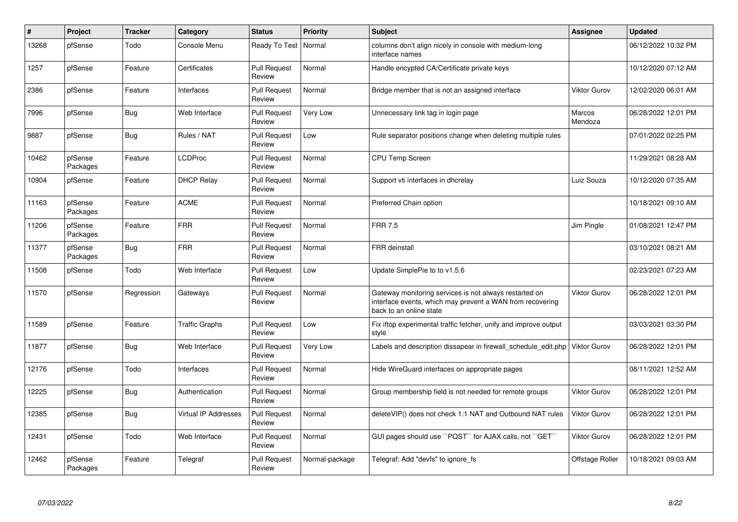| # | Project | Tracker | Category | Status | Priority | Subject | Assignee | Updated |
|---|---|---|---|---|---|---|---|---|
| 13268 | pfSense | Todo | Console Menu | Ready To Test | Normal | columns don't align nicely in console with medium-long interface names | | 06/12/2022 10:32 PM |
| 1257 | pfSense | Feature | Certificates | Pull Request Review | Normal | Handle encypted CA/Certificate private keys | | 10/12/2020 07:12 AM |
| 2386 | pfSense | Feature | Interfaces | Pull Request Review | Normal | Bridge member that is not an assigned interface | Viktor Gurov | 12/02/2020 06:01 AM |
| 7996 | pfSense | Bug | Web Interface | Pull Request Review | Very Low | Unnecessary link tag in login page | Marcos Mendoza | 06/28/2022 12:01 PM |
| 9887 | pfSense | Bug | Rules / NAT | Pull Request Review | Low | Rule separator positions change when deleting multiple rules | | 07/01/2022 02:25 PM |
| 10462 | pfSense Packages | Feature | LCDProc | Pull Request Review | Normal | CPU Temp Screen | | 11/29/2021 08:28 AM |
| 10904 | pfSense | Feature | DHCP Relay | Pull Request Review | Normal | Support vti interfaces in dhcrelay | Luiz Souza | 10/12/2020 07:35 AM |
| 11163 | pfSense Packages | Feature | ACME | Pull Request Review | Normal | Preferred Chain option | | 10/18/2021 09:10 AM |
| 11206 | pfSense Packages | Feature | FRR | Pull Request Review | Normal | FRR 7.5 | Jim Pingle | 01/08/2021 12:47 PM |
| 11377 | pfSense Packages | Bug | FRR | Pull Request Review | Normal | FRR deinstall | | 03/10/2021 08:21 AM |
| 11508 | pfSense | Todo | Web Interface | Pull Request Review | Low | Update SimplePie to to v1.5.6 | | 02/23/2021 07:23 AM |
| 11570 | pfSense | Regression | Gateways | Pull Request Review | Normal | Gateway monitoring services is not always restarted on interface events, which may prevent a WAN from recovering back to an online state | Viktor Gurov | 06/28/2022 12:01 PM |
| 11589 | pfSense | Feature | Traffic Graphs | Pull Request Review | Low | Fix iftop experimental traffic fetcher, unify and improve output style | | 03/03/2021 03:30 PM |
| 11877 | pfSense | Bug | Web Interface | Pull Request Review | Very Low | Labels and description dissapear in firewall_schedule_edit.php | Viktor Gurov | 06/28/2022 12:01 PM |
| 12176 | pfSense | Todo | Interfaces | Pull Request Review | Normal | Hide WireGuard interfaces on appropriate pages | | 08/11/2021 12:52 AM |
| 12225 | pfSense | Bug | Authentication | Pull Request Review | Normal | Group membership field is not needed for remote groups | Viktor Gurov | 06/28/2022 12:01 PM |
| 12385 | pfSense | Bug | Virtual IP Addresses | Pull Request Review | Normal | deleteVIP() does not check 1:1 NAT and Outbound NAT rules | Viktor Gurov | 06/28/2022 12:01 PM |
| 12431 | pfSense | Todo | Web Interface | Pull Request Review | Normal | GUI pages should use ``POST`` for AJAX calls, not ``GET`` | Viktor Gurov | 06/28/2022 12:01 PM |
| 12462 | pfSense Packages | Feature | Telegraf | Pull Request Review | Normal-package | Telegraf: Add "devfs" to ignore_fs | Offstage Roller | 10/18/2021 09:03 AM |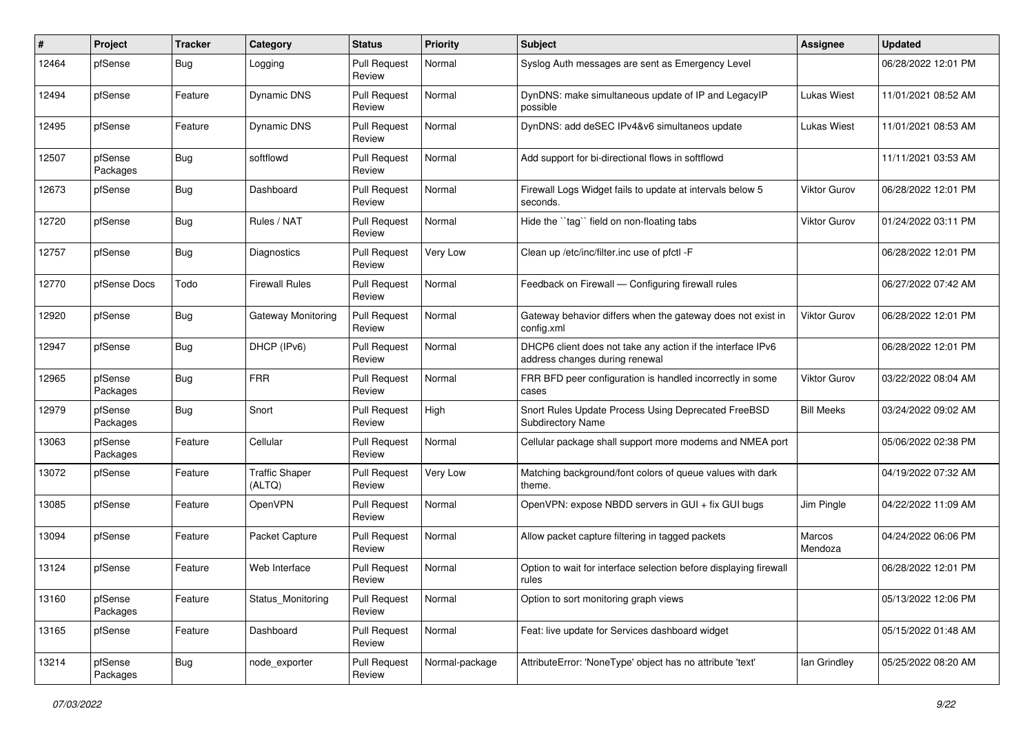| # | Project | Tracker | Category | Status | Priority | Subject | Assignee | Updated |
|---|---|---|---|---|---|---|---|---|
| 12464 | pfSense | Bug | Logging | Pull Request Review | Normal | Syslog Auth messages are sent as Emergency Level | | 06/28/2022 12:01 PM |
| 12494 | pfSense | Feature | Dynamic DNS | Pull Request Review | Normal | DynDNS: make simultaneous update of IP and LegacyIP possible | Lukas Wiest | 11/01/2021 08:52 AM |
| 12495 | pfSense | Feature | Dynamic DNS | Pull Request Review | Normal | DynDNS: add deSEC IPv4&v6 simultaneos update | Lukas Wiest | 11/01/2021 08:53 AM |
| 12507 | pfSense Packages | Bug | softflowd | Pull Request Review | Normal | Add support for bi-directional flows in softflowd | | 11/11/2021 03:53 AM |
| 12673 | pfSense | Bug | Dashboard | Pull Request Review | Normal | Firewall Logs Widget fails to update at intervals below 5 seconds. | Viktor Gurov | 06/28/2022 12:01 PM |
| 12720 | pfSense | Bug | Rules / NAT | Pull Request Review | Normal | Hide the ``tag`` field on non-floating tabs | Viktor Gurov | 01/24/2022 03:11 PM |
| 12757 | pfSense | Bug | Diagnostics | Pull Request Review | Very Low | Clean up /etc/inc/filter.inc use of pfctl -F | | 06/28/2022 12:01 PM |
| 12770 | pfSense Docs | Todo | Firewall Rules | Pull Request Review | Normal | Feedback on Firewall — Configuring firewall rules | | 06/27/2022 07:42 AM |
| 12920 | pfSense | Bug | Gateway Monitoring | Pull Request Review | Normal | Gateway behavior differs when the gateway does not exist in config.xml | Viktor Gurov | 06/28/2022 12:01 PM |
| 12947 | pfSense | Bug | DHCP (IPv6) | Pull Request Review | Normal | DHCP6 client does not take any action if the interface IPv6 address changes during renewal | | 06/28/2022 12:01 PM |
| 12965 | pfSense Packages | Bug | FRR | Pull Request Review | Normal | FRR BFD peer configuration is handled incorrectly in some cases | Viktor Gurov | 03/22/2022 08:04 AM |
| 12979 | pfSense Packages | Bug | Snort | Pull Request Review | High | Snort Rules Update Process Using Deprecated FreeBSD Subdirectory Name | Bill Meeks | 03/24/2022 09:02 AM |
| 13063 | pfSense Packages | Feature | Cellular | Pull Request Review | Normal | Cellular package shall support more modems and NMEA port | | 05/06/2022 02:38 PM |
| 13072 | pfSense | Feature | Traffic Shaper (ALTQ) | Pull Request Review | Very Low | Matching background/font colors of queue values with dark theme. | | 04/19/2022 07:32 AM |
| 13085 | pfSense | Feature | OpenVPN | Pull Request Review | Normal | OpenVPN: expose NBDD servers in GUI + fix GUI bugs | Jim Pingle | 04/22/2022 11:09 AM |
| 13094 | pfSense | Feature | Packet Capture | Pull Request Review | Normal | Allow packet capture filtering in tagged packets | Marcos Mendoza | 04/24/2022 06:06 PM |
| 13124 | pfSense | Feature | Web Interface | Pull Request Review | Normal | Option to wait for interface selection before displaying firewall rules | | 06/28/2022 12:01 PM |
| 13160 | pfSense Packages | Feature | Status_Monitoring | Pull Request Review | Normal | Option to sort monitoring graph views | | 05/13/2022 12:06 PM |
| 13165 | pfSense | Feature | Dashboard | Pull Request Review | Normal | Feat: live update for Services dashboard widget | | 05/15/2022 01:48 AM |
| 13214 | pfSense Packages | Bug | node_exporter | Pull Request Review | Normal-package | AttributeError: 'NoneType' object has no attribute 'text' | Ian Grindley | 05/25/2022 08:20 AM |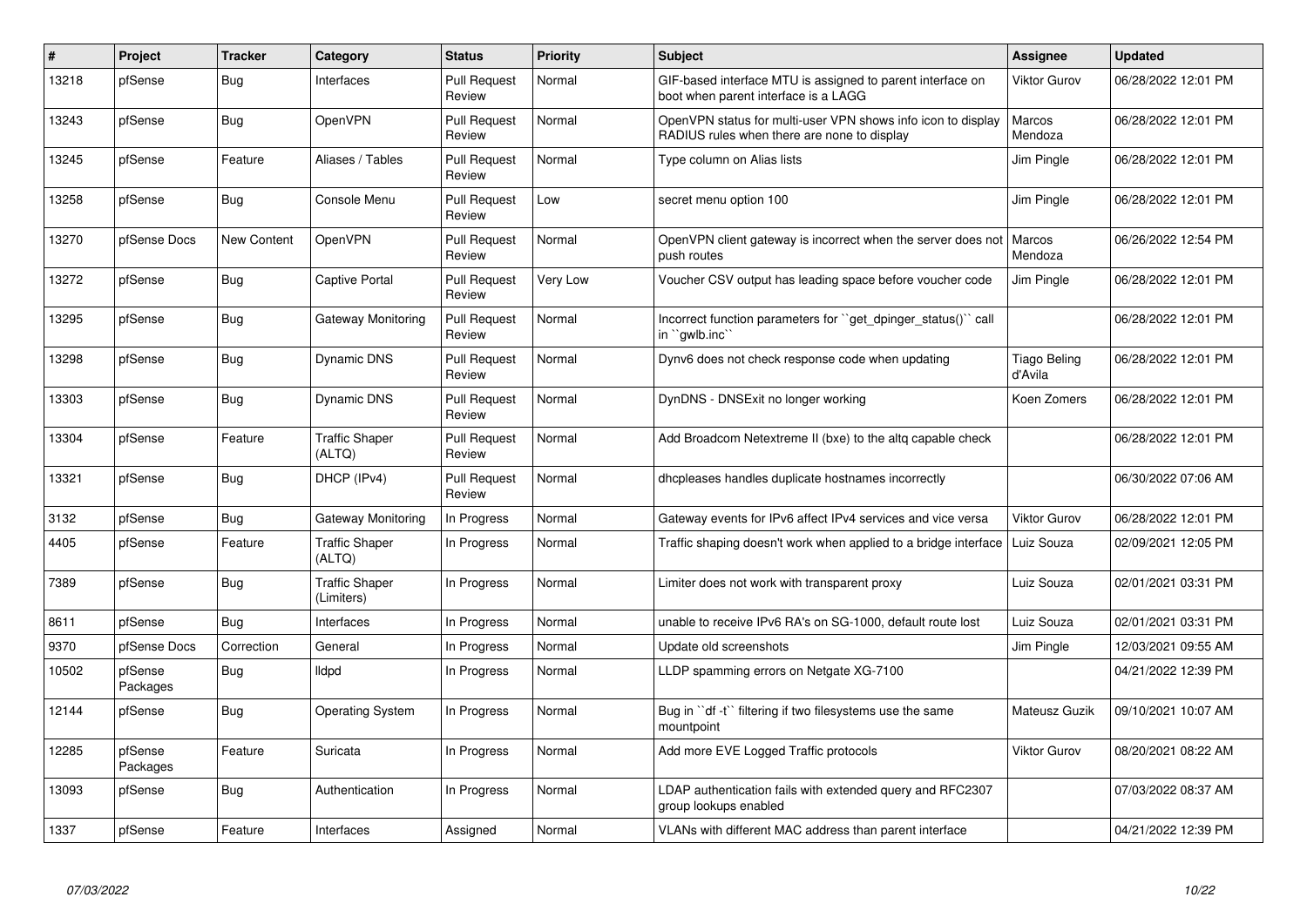| # | Project | Tracker | Category | Status | Priority | Subject | Assignee | Updated |
|---|---|---|---|---|---|---|---|---|
| 13218 | pfSense | Bug | Interfaces | Pull Request Review | Normal | GIF-based interface MTU is assigned to parent interface on boot when parent interface is a LAGG | Viktor Gurov | 06/28/2022 12:01 PM |
| 13243 | pfSense | Bug | OpenVPN | Pull Request Review | Normal | OpenVPN status for multi-user VPN shows info icon to display RADIUS rules when there are none to display | Marcos Mendoza | 06/28/2022 12:01 PM |
| 13245 | pfSense | Feature | Aliases / Tables | Pull Request Review | Normal | Type column on Alias lists | Jim Pingle | 06/28/2022 12:01 PM |
| 13258 | pfSense | Bug | Console Menu | Pull Request Review | Low | secret menu option 100 | Jim Pingle | 06/28/2022 12:01 PM |
| 13270 | pfSense Docs | New Content | OpenVPN | Pull Request Review | Normal | OpenVPN client gateway is incorrect when the server does not push routes | Marcos Mendoza | 06/26/2022 12:54 PM |
| 13272 | pfSense | Bug | Captive Portal | Pull Request Review | Very Low | Voucher CSV output has leading space before voucher code | Jim Pingle | 06/28/2022 12:01 PM |
| 13295 | pfSense | Bug | Gateway Monitoring | Pull Request Review | Normal | Incorrect function parameters for ``get_dpinger_status()`` call in ``gwlb.inc`` | | 06/28/2022 12:01 PM |
| 13298 | pfSense | Bug | Dynamic DNS | Pull Request Review | Normal | Dynv6 does not check response code when updating | Tiago Beling d'Avila | 06/28/2022 12:01 PM |
| 13303 | pfSense | Bug | Dynamic DNS | Pull Request Review | Normal | DynDNS - DNSExit no longer working | Koen Zomers | 06/28/2022 12:01 PM |
| 13304 | pfSense | Feature | Traffic Shaper (ALTQ) | Pull Request Review | Normal | Add Broadcom Netextreme II (bxe) to the altq capable check | | 06/28/2022 12:01 PM |
| 13321 | pfSense | Bug | DHCP (IPv4) | Pull Request Review | Normal | dhcpleases handles duplicate hostnames incorrectly | | 06/30/2022 07:06 AM |
| 3132 | pfSense | Bug | Gateway Monitoring | In Progress | Normal | Gateway events for IPv6 affect IPv4 services and vice versa | Viktor Gurov | 06/28/2022 12:01 PM |
| 4405 | pfSense | Feature | Traffic Shaper (ALTQ) | In Progress | Normal | Traffic shaping doesn't work when applied to a bridge interface | Luiz Souza | 02/09/2021 12:05 PM |
| 7389 | pfSense | Bug | Traffic Shaper (Limiters) | In Progress | Normal | Limiter does not work with transparent proxy | Luiz Souza | 02/01/2021 03:31 PM |
| 8611 | pfSense | Bug | Interfaces | In Progress | Normal | unable to receive IPv6 RA's on SG-1000, default route lost | Luiz Souza | 02/01/2021 03:31 PM |
| 9370 | pfSense Docs | Correction | General | In Progress | Normal | Update old screenshots | Jim Pingle | 12/03/2021 09:55 AM |
| 10502 | pfSense Packages | Bug | lldpd | In Progress | Normal | LLDP spamming errors on Netgate XG-7100 | | 04/21/2022 12:39 PM |
| 12144 | pfSense | Bug | Operating System | In Progress | Normal | Bug in ``df -t`` filtering if two filesystems use the same mountpoint | Mateusz Guzik | 09/10/2021 10:07 AM |
| 12285 | pfSense Packages | Feature | Suricata | In Progress | Normal | Add more EVE Logged Traffic protocols | Viktor Gurov | 08/20/2021 08:22 AM |
| 13093 | pfSense | Bug | Authentication | In Progress | Normal | LDAP authentication fails with extended query and RFC2307 group lookups enabled | | 07/03/2022 08:37 AM |
| 1337 | pfSense | Feature | Interfaces | Assigned | Normal | VLANs with different MAC address than parent interface | | 04/21/2022 12:39 PM |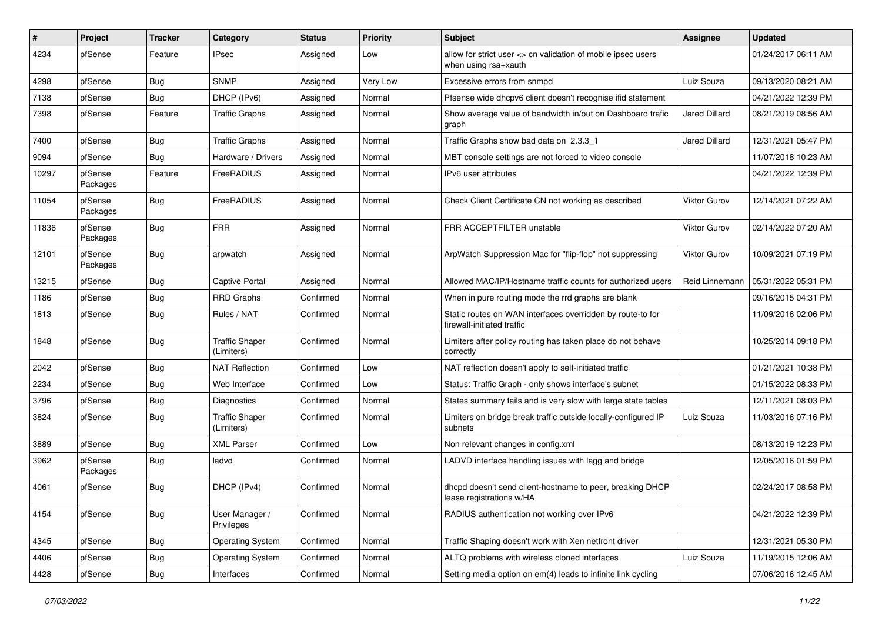| # | Project | Tracker | Category | Status | Priority | Subject | Assignee | Updated |
|---|---|---|---|---|---|---|---|---|
| 4234 | pfSense | Feature | IPsec | Assigned | Low | allow for strict user <> cn validation of mobile ipsec users when using rsa+xauth | | 01/24/2017 06:11 AM |
| 4298 | pfSense | Bug | SNMP | Assigned | Very Low | Excessive errors from snmpd | Luiz Souza | 09/13/2020 08:21 AM |
| 7138 | pfSense | Bug | DHCP (IPv6) | Assigned | Normal | Pfsense wide dhcpv6 client doesn't recognise ifid statement | | 04/21/2022 12:39 PM |
| 7398 | pfSense | Feature | Traffic Graphs | Assigned | Normal | Show average value of bandwidth in/out on Dashboard trafic graph | Jared Dillard | 08/21/2019 08:56 AM |
| 7400 | pfSense | Bug | Traffic Graphs | Assigned | Normal | Traffic Graphs show bad data on 2.3.3_1 | Jared Dillard | 12/31/2021 05:47 PM |
| 9094 | pfSense | Bug | Hardware / Drivers | Assigned | Normal | MBT console settings are not forced to video console | | 11/07/2018 10:23 AM |
| 10297 | pfSense Packages | Feature | FreeRADIUS | Assigned | Normal | IPv6 user attributes | | 04/21/2022 12:39 PM |
| 11054 | pfSense Packages | Bug | FreeRADIUS | Assigned | Normal | Check Client Certificate CN not working as described | Viktor Gurov | 12/14/2021 07:22 AM |
| 11836 | pfSense Packages | Bug | FRR | Assigned | Normal | FRR ACCEPTFILTER unstable | Viktor Gurov | 02/14/2022 07:20 AM |
| 12101 | pfSense Packages | Bug | arpwatch | Assigned | Normal | ArpWatch Suppression Mac for "flip-flop" not suppressing | Viktor Gurov | 10/09/2021 07:19 PM |
| 13215 | pfSense | Bug | Captive Portal | Assigned | Normal | Allowed MAC/IP/Hostname traffic counts for authorized users | Reid Linnemann | 05/31/2022 05:31 PM |
| 1186 | pfSense | Bug | RRD Graphs | Confirmed | Normal | When in pure routing mode the rrd graphs are blank | | 09/16/2015 04:31 PM |
| 1813 | pfSense | Bug | Rules / NAT | Confirmed | Normal | Static routes on WAN interfaces overridden by route-to for firewall-initiated traffic | | 11/09/2016 02:06 PM |
| 1848 | pfSense | Bug | Traffic Shaper (Limiters) | Confirmed | Normal | Limiters after policy routing has taken place do not behave correctly | | 10/25/2014 09:18 PM |
| 2042 | pfSense | Bug | NAT Reflection | Confirmed | Low | NAT reflection doesn't apply to self-initiated traffic | | 01/21/2021 10:38 PM |
| 2234 | pfSense | Bug | Web Interface | Confirmed | Low | Status: Traffic Graph - only shows interface's subnet | | 01/15/2022 08:33 PM |
| 3796 | pfSense | Bug | Diagnostics | Confirmed | Normal | States summary fails and is very slow with large state tables | | 12/11/2021 08:03 PM |
| 3824 | pfSense | Bug | Traffic Shaper (Limiters) | Confirmed | Normal | Limiters on bridge break traffic outside locally-configured IP subnets | Luiz Souza | 11/03/2016 07:16 PM |
| 3889 | pfSense | Bug | XML Parser | Confirmed | Low | Non relevant changes in config.xml | | 08/13/2019 12:23 PM |
| 3962 | pfSense Packages | Bug | ladvd | Confirmed | Normal | LADVD interface handling issues with lagg and bridge | | 12/05/2016 01:59 PM |
| 4061 | pfSense | Bug | DHCP (IPv4) | Confirmed | Normal | dhcpd doesn't send client-hostname to peer, breaking DHCP lease registrations w/HA | | 02/24/2017 08:58 PM |
| 4154 | pfSense | Bug | User Manager / Privileges | Confirmed | Normal | RADIUS authentication not working over IPv6 | | 04/21/2022 12:39 PM |
| 4345 | pfSense | Bug | Operating System | Confirmed | Normal | Traffic Shaping doesn't work with Xen netfront driver | | 12/31/2021 05:30 PM |
| 4406 | pfSense | Bug | Operating System | Confirmed | Normal | ALTQ problems with wireless cloned interfaces | Luiz Souza | 11/19/2015 12:06 AM |
| 4428 | pfSense | Bug | Interfaces | Confirmed | Normal | Setting media option on em(4) leads to infinite link cycling | | 07/06/2016 12:45 AM |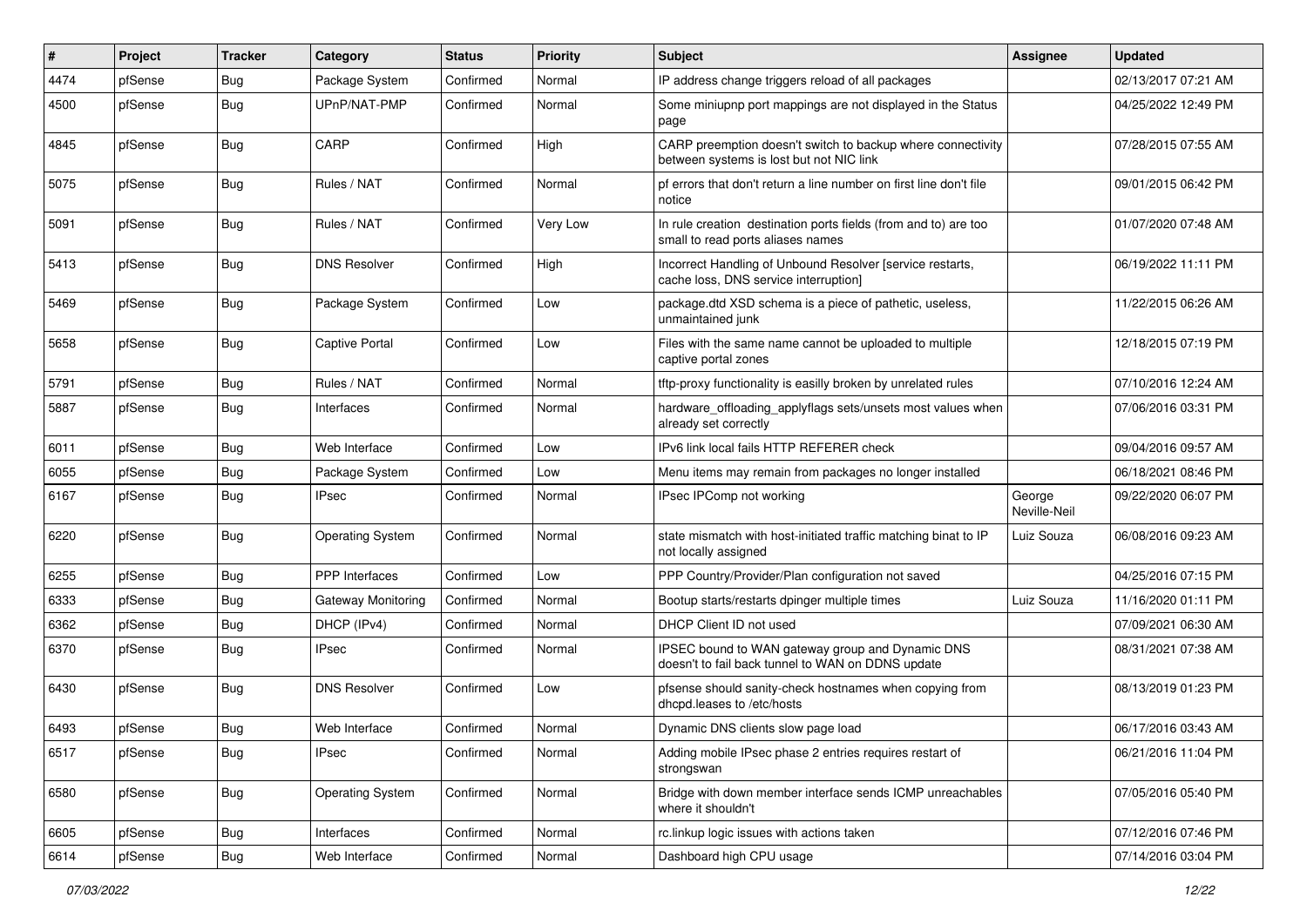| # | Project | Tracker | Category | Status | Priority | Subject | Assignee | Updated |
|---|---|---|---|---|---|---|---|---|
| 4474 | pfSense | Bug | Package System | Confirmed | Normal | IP address change triggers reload of all packages | | 02/13/2017 07:21 AM |
| 4500 | pfSense | Bug | UPnP/NAT-PMP | Confirmed | Normal | Some miniupnp port mappings are not displayed in the Status page | | 04/25/2022 12:49 PM |
| 4845 | pfSense | Bug | CARP | Confirmed | High | CARP preemption doesn't switch to backup where connectivity between systems is lost but not NIC link | | 07/28/2015 07:55 AM |
| 5075 | pfSense | Bug | Rules / NAT | Confirmed | Normal | pf errors that don't return a line number on first line don't file notice | | 09/01/2015 06:42 PM |
| 5091 | pfSense | Bug | Rules / NAT | Confirmed | Very Low | In rule creation destination ports fields (from and to) are too small to read ports aliases names | | 01/07/2020 07:48 AM |
| 5413 | pfSense | Bug | DNS Resolver | Confirmed | High | Incorrect Handling of Unbound Resolver [service restarts, cache loss, DNS service interruption] | | 06/19/2022 11:11 PM |
| 5469 | pfSense | Bug | Package System | Confirmed | Low | package.dtd XSD schema is a piece of pathetic, useless, unmaintained junk | | 11/22/2015 06:26 AM |
| 5658 | pfSense | Bug | Captive Portal | Confirmed | Low | Files with the same name cannot be uploaded to multiple captive portal zones | | 12/18/2015 07:19 PM |
| 5791 | pfSense | Bug | Rules / NAT | Confirmed | Normal | tftp-proxy functionality is easilly broken by unrelated rules | | 07/10/2016 12:24 AM |
| 5887 | pfSense | Bug | Interfaces | Confirmed | Normal | hardware_offloading_applyflags sets/unsets most values when already set correctly | | 07/06/2016 03:31 PM |
| 6011 | pfSense | Bug | Web Interface | Confirmed | Low | IPv6 link local fails HTTP REFERER check | | 09/04/2016 09:57 AM |
| 6055 | pfSense | Bug | Package System | Confirmed | Low | Menu items may remain from packages no longer installed | | 06/18/2021 08:46 PM |
| 6167 | pfSense | Bug | IPsec | Confirmed | Normal | IPsec IPComp not working | George Neville-Neil | 09/22/2020 06:07 PM |
| 6220 | pfSense | Bug | Operating System | Confirmed | Normal | state mismatch with host-initiated traffic matching binat to IP not locally assigned | Luiz Souza | 06/08/2016 09:23 AM |
| 6255 | pfSense | Bug | PPP Interfaces | Confirmed | Low | PPP Country/Provider/Plan configuration not saved | | 04/25/2016 07:15 PM |
| 6333 | pfSense | Bug | Gateway Monitoring | Confirmed | Normal | Bootup starts/restarts dpinger multiple times | Luiz Souza | 11/16/2020 01:11 PM |
| 6362 | pfSense | Bug | DHCP (IPv4) | Confirmed | Normal | DHCP Client ID not used | | 07/09/2021 06:30 AM |
| 6370 | pfSense | Bug | IPsec | Confirmed | Normal | IPSEC bound to WAN gateway group and Dynamic DNS doesn't to fail back tunnel to WAN on DDNS update | | 08/31/2021 07:38 AM |
| 6430 | pfSense | Bug | DNS Resolver | Confirmed | Low | pfsense should sanity-check hostnames when copying from dhcpd.leases to /etc/hosts | | 08/13/2019 01:23 PM |
| 6493 | pfSense | Bug | Web Interface | Confirmed | Normal | Dynamic DNS clients slow page load | | 06/17/2016 03:43 AM |
| 6517 | pfSense | Bug | IPsec | Confirmed | Normal | Adding mobile IPsec phase 2 entries requires restart of strongswan | | 06/21/2016 11:04 PM |
| 6580 | pfSense | Bug | Operating System | Confirmed | Normal | Bridge with down member interface sends ICMP unreachables where it shouldn't | | 07/05/2016 05:40 PM |
| 6605 | pfSense | Bug | Interfaces | Confirmed | Normal | rc.linkup logic issues with actions taken | | 07/12/2016 07:46 PM |
| 6614 | pfSense | Bug | Web Interface | Confirmed | Normal | Dashboard high CPU usage | | 07/14/2016 03:04 PM |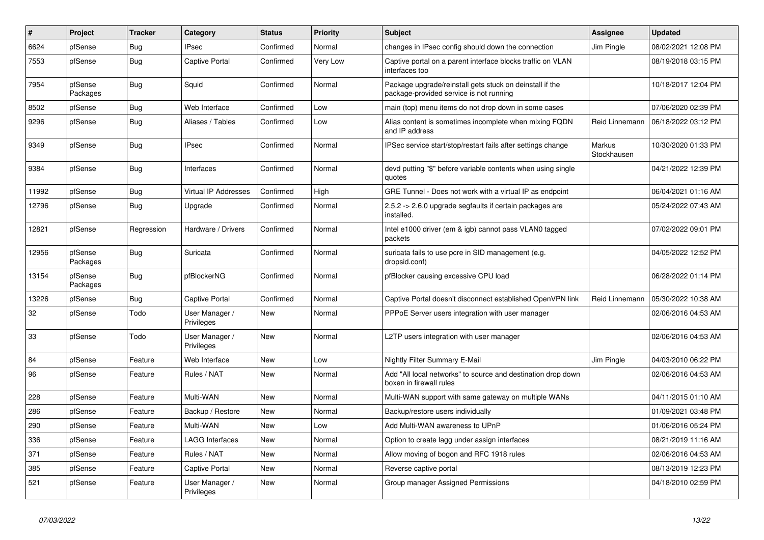| # | Project | Tracker | Category | Status | Priority | Subject | Assignee | Updated |
|---|---|---|---|---|---|---|---|---|
| 6624 | pfSense | Bug | IPsec | Confirmed | Normal | changes in IPsec config should down the connection | Jim Pingle | 08/02/2021 12:08 PM |
| 7553 | pfSense | Bug | Captive Portal | Confirmed | Very Low | Captive portal on a parent interface blocks traffic on VLAN interfaces too | | 08/19/2018 03:15 PM |
| 7954 | pfSense Packages | Bug | Squid | Confirmed | Normal | Package upgrade/reinstall gets stuck on deinstall if the package-provided service is not running | | 10/18/2017 12:04 PM |
| 8502 | pfSense | Bug | Web Interface | Confirmed | Low | main (top) menu items do not drop down in some cases | | 07/06/2020 02:39 PM |
| 9296 | pfSense | Bug | Aliases / Tables | Confirmed | Low | Alias content is sometimes incomplete when mixing FQDN and IP address | Reid Linnemann | 06/18/2022 03:12 PM |
| 9349 | pfSense | Bug | IPsec | Confirmed | Normal | IPSec service start/stop/restart fails after settings change | Markus Stockhausen | 10/30/2020 01:33 PM |
| 9384 | pfSense | Bug | Interfaces | Confirmed | Normal | devd putting "$" before variable contents when using single quotes | | 04/21/2022 12:39 PM |
| 11992 | pfSense | Bug | Virtual IP Addresses | Confirmed | High | GRE Tunnel - Does not work with a virtual IP as endpoint | | 06/04/2021 01:16 AM |
| 12796 | pfSense | Bug | Upgrade | Confirmed | Normal | 2.5.2 -> 2.6.0 upgrade segfaults if certain packages are installed. | | 05/24/2022 07:43 AM |
| 12821 | pfSense | Regression | Hardware / Drivers | Confirmed | Normal | Intel e1000 driver (em & igb) cannot pass VLAN0 tagged packets | | 07/02/2022 09:01 PM |
| 12956 | pfSense Packages | Bug | Suricata | Confirmed | Normal | suricata fails to use pcre in SID management (e.g. dropsid.conf) | | 04/05/2022 12:52 PM |
| 13154 | pfSense Packages | Bug | pfBlockerNG | Confirmed | Normal | pfBlocker causing excessive CPU load | | 06/28/2022 01:14 PM |
| 13226 | pfSense | Bug | Captive Portal | Confirmed | Normal | Captive Portal doesn't disconnect established OpenVPN link | Reid Linnemann | 05/30/2022 10:38 AM |
| 32 | pfSense | Todo | User Manager / Privileges | New | Normal | PPPoE Server users integration with user manager | | 02/06/2016 04:53 AM |
| 33 | pfSense | Todo | User Manager / Privileges | New | Normal | L2TP users integration with user manager | | 02/06/2016 04:53 AM |
| 84 | pfSense | Feature | Web Interface | New | Low | Nightly Filter Summary E-Mail | Jim Pingle | 04/03/2010 06:22 PM |
| 96 | pfSense | Feature | Rules / NAT | New | Normal | Add "All local networks" to source and destination drop down boxen in firewall rules | | 02/06/2016 04:53 AM |
| 228 | pfSense | Feature | Multi-WAN | New | Normal | Multi-WAN support with same gateway on multiple WANs | | 04/11/2015 01:10 AM |
| 286 | pfSense | Feature | Backup / Restore | New | Normal | Backup/restore users individually | | 01/09/2021 03:48 PM |
| 290 | pfSense | Feature | Multi-WAN | New | Low | Add Multi-WAN awareness to UPnP | | 01/06/2016 05:24 PM |
| 336 | pfSense | Feature | LAGG Interfaces | New | Normal | Option to create lagg under assign interfaces | | 08/21/2019 11:16 AM |
| 371 | pfSense | Feature | Rules / NAT | New | Normal | Allow moving of bogon and RFC 1918 rules | | 02/06/2016 04:53 AM |
| 385 | pfSense | Feature | Captive Portal | New | Normal | Reverse captive portal | | 08/13/2019 12:23 PM |
| 521 | pfSense | Feature | User Manager / Privileges | New | Normal | Group manager Assigned Permissions | | 04/18/2010 02:59 PM |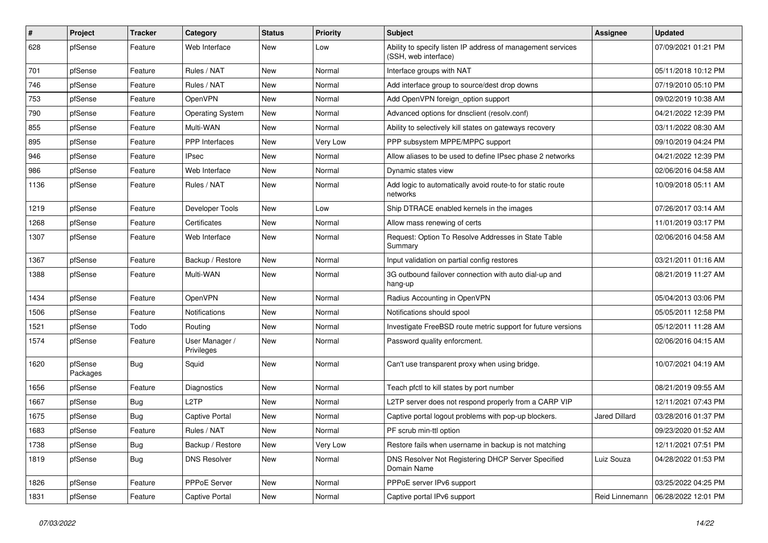| # | Project | Tracker | Category | Status | Priority | Subject | Assignee | Updated |
|---|---|---|---|---|---|---|---|---|
| 628 | pfSense | Feature | Web Interface | New | Low | Ability to specify listen IP address of management services (SSH, web interface) | | 07/09/2021 01:21 PM |
| 701 | pfSense | Feature | Rules / NAT | New | Normal | Interface groups with NAT | | 05/11/2018 10:12 PM |
| 746 | pfSense | Feature | Rules / NAT | New | Normal | Add interface group to source/dest drop downs | | 07/19/2010 05:10 PM |
| 753 | pfSense | Feature | OpenVPN | New | Normal | Add OpenVPN foreign_option support | | 09/02/2019 10:38 AM |
| 790 | pfSense | Feature | Operating System | New | Normal | Advanced options for dnsclient (resolv.conf) | | 04/21/2022 12:39 PM |
| 855 | pfSense | Feature | Multi-WAN | New | Normal | Ability to selectively kill states on gateways recovery | | 03/11/2022 08:30 AM |
| 895 | pfSense | Feature | PPP Interfaces | New | Very Low | PPP subsystem MPPE/MPPC support | | 09/10/2019 04:24 PM |
| 946 | pfSense | Feature | IPsec | New | Normal | Allow aliases to be used to define IPsec phase 2 networks | | 04/21/2022 12:39 PM |
| 986 | pfSense | Feature | Web Interface | New | Normal | Dynamic states view | | 02/06/2016 04:58 AM |
| 1136 | pfSense | Feature | Rules / NAT | New | Normal | Add logic to automatically avoid route-to for static route networks | | 10/09/2018 05:11 AM |
| 1219 | pfSense | Feature | Developer Tools | New | Low | Ship DTRACE enabled kernels in the images | | 07/26/2017 03:14 AM |
| 1268 | pfSense | Feature | Certificates | New | Normal | Allow mass renewing of certs | | 11/01/2019 03:17 PM |
| 1307 | pfSense | Feature | Web Interface | New | Normal | Request: Option To Resolve Addresses in State Table Summary | | 02/06/2016 04:58 AM |
| 1367 | pfSense | Feature | Backup / Restore | New | Normal | Input validation on partial config restores | | 03/21/2011 01:16 AM |
| 1388 | pfSense | Feature | Multi-WAN | New | Normal | 3G outbound failover connection with auto dial-up and hang-up | | 08/21/2019 11:27 AM |
| 1434 | pfSense | Feature | OpenVPN | New | Normal | Radius Accounting in OpenVPN | | 05/04/2013 03:06 PM |
| 1506 | pfSense | Feature | Notifications | New | Normal | Notifications should spool | | 05/05/2011 12:58 PM |
| 1521 | pfSense | Todo | Routing | New | Normal | Investigate FreeBSD route metric support for future versions | | 05/12/2011 11:28 AM |
| 1574 | pfSense | Feature | User Manager / Privileges | New | Normal | Password quality enforcment. | | 02/06/2016 04:15 AM |
| 1620 | pfSense Packages | Bug | Squid | New | Normal | Can't use transparent proxy when using bridge. | | 10/07/2021 04:19 AM |
| 1656 | pfSense | Feature | Diagnostics | New | Normal | Teach pfctl to kill states by port number | | 08/21/2019 09:55 AM |
| 1667 | pfSense | Bug | L2TP | New | Normal | L2TP server does not respond properly from a CARP VIP | | 12/11/2021 07:43 PM |
| 1675 | pfSense | Bug | Captive Portal | New | Normal | Captive portal logout problems with pop-up blockers. | Jared Dillard | 03/28/2016 01:37 PM |
| 1683 | pfSense | Feature | Rules / NAT | New | Normal | PF scrub min-ttl option | | 09/23/2020 01:52 AM |
| 1738 | pfSense | Bug | Backup / Restore | New | Very Low | Restore fails when username in backup is not matching | | 12/11/2021 07:51 PM |
| 1819 | pfSense | Bug | DNS Resolver | New | Normal | DNS Resolver Not Registering DHCP Server Specified Domain Name | Luiz Souza | 04/28/2022 01:53 PM |
| 1826 | pfSense | Feature | PPPoE Server | New | Normal | PPPoE server IPv6 support | | 03/25/2022 04:25 PM |
| 1831 | pfSense | Feature | Captive Portal | New | Normal | Captive portal IPv6 support | Reid Linnemann | 06/28/2022 12:01 PM |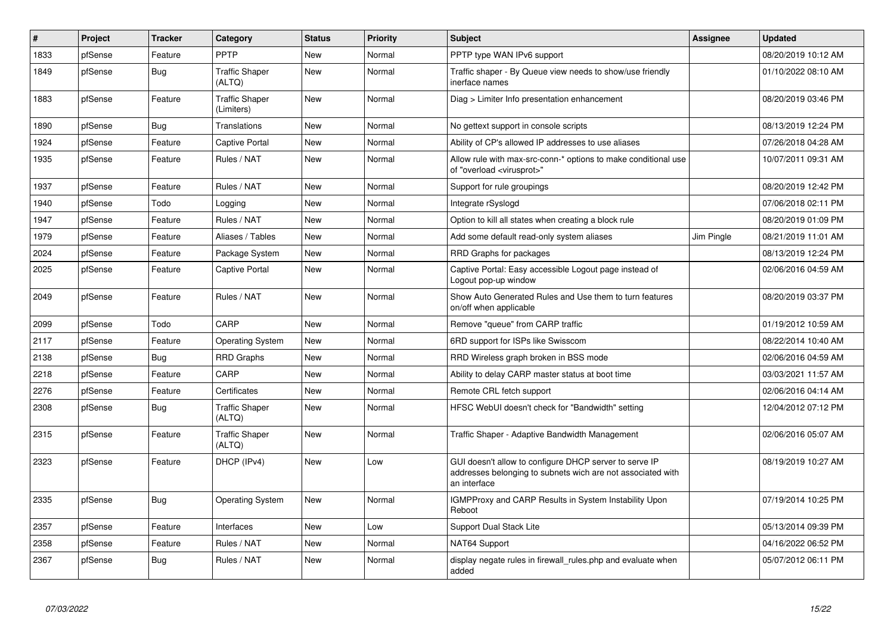| # | Project | Tracker | Category | Status | Priority | Subject | Assignee | Updated |
|---|---|---|---|---|---|---|---|---|
| 1833 | pfSense | Feature | PPTP | New | Normal | PPTP type WAN IPv6 support | | 08/20/2019 10:12 AM |
| 1849 | pfSense | Bug | Traffic Shaper (ALTQ) | New | Normal | Traffic shaper - By Queue view needs to show/use friendly inerface names | | 01/10/2022 08:10 AM |
| 1883 | pfSense | Feature | Traffic Shaper (Limiters) | New | Normal | Diag > Limiter Info presentation enhancement | | 08/20/2019 03:46 PM |
| 1890 | pfSense | Bug | Translations | New | Normal | No gettext support in console scripts | | 08/13/2019 12:24 PM |
| 1924 | pfSense | Feature | Captive Portal | New | Normal | Ability of CP's allowed IP addresses to use aliases | | 07/26/2018 04:28 AM |
| 1935 | pfSense | Feature | Rules / NAT | New | Normal | Allow rule with max-src-conn-* options to make conditional use of "overload <virusprot>" | | 10/07/2011 09:31 AM |
| 1937 | pfSense | Feature | Rules / NAT | New | Normal | Support for rule groupings | | 08/20/2019 12:42 PM |
| 1940 | pfSense | Todo | Logging | New | Normal | Integrate rSyslogd | | 07/06/2018 02:11 PM |
| 1947 | pfSense | Feature | Rules / NAT | New | Normal | Option to kill all states when creating a block rule | | 08/20/2019 01:09 PM |
| 1979 | pfSense | Feature | Aliases / Tables | New | Normal | Add some default read-only system aliases | Jim Pingle | 08/21/2019 11:01 AM |
| 2024 | pfSense | Feature | Package System | New | Normal | RRD Graphs for packages | | 08/13/2019 12:24 PM |
| 2025 | pfSense | Feature | Captive Portal | New | Normal | Captive Portal: Easy accessible Logout page instead of Logout pop-up window | | 02/06/2016 04:59 AM |
| 2049 | pfSense | Feature | Rules / NAT | New | Normal | Show Auto Generated Rules and Use them to turn features on/off when applicable | | 08/20/2019 03:37 PM |
| 2099 | pfSense | Todo | CARP | New | Normal | Remove "queue" from CARP traffic | | 01/19/2012 10:59 AM |
| 2117 | pfSense | Feature | Operating System | New | Normal | 6RD support for ISPs like Swisscom | | 08/22/2014 10:40 AM |
| 2138 | pfSense | Bug | RRD Graphs | New | Normal | RRD Wireless graph broken in BSS mode | | 02/06/2016 04:59 AM |
| 2218 | pfSense | Feature | CARP | New | Normal | Ability to delay CARP master status at boot time | | 03/03/2021 11:57 AM |
| 2276 | pfSense | Feature | Certificates | New | Normal | Remote CRL fetch support | | 02/06/2016 04:14 AM |
| 2308 | pfSense | Bug | Traffic Shaper (ALTQ) | New | Normal | HFSC WebUI doesn't check for "Bandwidth" setting | | 12/04/2012 07:12 PM |
| 2315 | pfSense | Feature | Traffic Shaper (ALTQ) | New | Normal | Traffic Shaper - Adaptive Bandwidth Management | | 02/06/2016 05:07 AM |
| 2323 | pfSense | Feature | DHCP (IPv4) | New | Low | GUI doesn't allow to configure DHCP server to serve IP addresses belonging to subnets wich are not associated with an interface | | 08/19/2019 10:27 AM |
| 2335 | pfSense | Bug | Operating System | New | Normal | IGMPProxy and CARP Results in System Instability Upon Reboot | | 07/19/2014 10:25 PM |
| 2357 | pfSense | Feature | Interfaces | New | Low | Support Dual Stack Lite | | 05/13/2014 09:39 PM |
| 2358 | pfSense | Feature | Rules / NAT | New | Normal | NAT64 Support | | 04/16/2022 06:52 PM |
| 2367 | pfSense | Bug | Rules / NAT | New | Normal | display negate rules in firewall_rules.php and evaluate when added | | 05/07/2012 06:11 PM |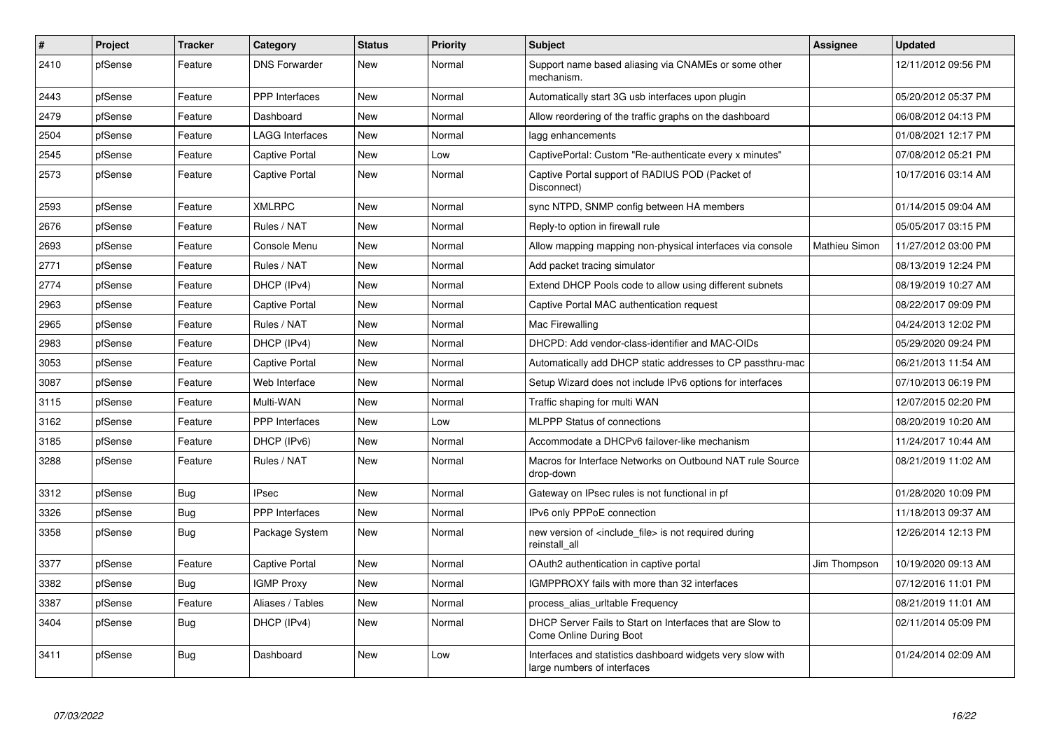| # | Project | Tracker | Category | Status | Priority | Subject | Assignee | Updated |
|---|---|---|---|---|---|---|---|---|
| 2410 | pfSense | Feature | DNS Forwarder | New | Normal | Support name based aliasing via CNAMEs or some other mechanism. | | 12/11/2012 09:56 PM |
| 2443 | pfSense | Feature | PPP Interfaces | New | Normal | Automatically start 3G usb interfaces upon plugin | | 05/20/2012 05:37 PM |
| 2479 | pfSense | Feature | Dashboard | New | Normal | Allow reordering of the traffic graphs on the dashboard | | 06/08/2012 04:13 PM |
| 2504 | pfSense | Feature | LAGG Interfaces | New | Normal | lagg enhancements | | 01/08/2021 12:17 PM |
| 2545 | pfSense | Feature | Captive Portal | New | Low | CaptivePortal: Custom "Re-authenticate every x minutes" | | 07/08/2012 05:21 PM |
| 2573 | pfSense | Feature | Captive Portal | New | Normal | Captive Portal support of RADIUS POD (Packet of Disconnect) | | 10/17/2016 03:14 AM |
| 2593 | pfSense | Feature | XMLRPC | New | Normal | sync NTPD, SNMP config between HA members | | 01/14/2015 09:04 AM |
| 2676 | pfSense | Feature | Rules / NAT | New | Normal | Reply-to option in firewall rule | | 05/05/2017 03:15 PM |
| 2693 | pfSense | Feature | Console Menu | New | Normal | Allow mapping mapping non-physical interfaces via console | Mathieu Simon | 11/27/2012 03:00 PM |
| 2771 | pfSense | Feature | Rules / NAT | New | Normal | Add packet tracing simulator | | 08/13/2019 12:24 PM |
| 2774 | pfSense | Feature | DHCP (IPv4) | New | Normal | Extend DHCP Pools code to allow using different subnets | | 08/19/2019 10:27 AM |
| 2963 | pfSense | Feature | Captive Portal | New | Normal | Captive Portal MAC authentication request | | 08/22/2017 09:09 PM |
| 2965 | pfSense | Feature | Rules / NAT | New | Normal | Mac Firewalling | | 04/24/2013 12:02 PM |
| 2983 | pfSense | Feature | DHCP (IPv4) | New | Normal | DHCPD: Add vendor-class-identifier and MAC-OIDs | | 05/29/2020 09:24 PM |
| 3053 | pfSense | Feature | Captive Portal | New | Normal | Automatically add DHCP static addresses to CP passthru-mac | | 06/21/2013 11:54 AM |
| 3087 | pfSense | Feature | Web Interface | New | Normal | Setup Wizard does not include IPv6 options for interfaces | | 07/10/2013 06:19 PM |
| 3115 | pfSense | Feature | Multi-WAN | New | Normal | Traffic shaping for multi WAN | | 12/07/2015 02:20 PM |
| 3162 | pfSense | Feature | PPP Interfaces | New | Low | MLPPP Status of connections | | 08/20/2019 10:20 AM |
| 3185 | pfSense | Feature | DHCP (IPv6) | New | Normal | Accommodate a DHCPv6 failover-like mechanism | | 11/24/2017 10:44 AM |
| 3288 | pfSense | Feature | Rules / NAT | New | Normal | Macros for Interface Networks on Outbound NAT rule Source drop-down | | 08/21/2019 11:02 AM |
| 3312 | pfSense | Bug | IPsec | New | Normal | Gateway on IPsec rules is not functional in pf | | 01/28/2020 10:09 PM |
| 3326 | pfSense | Bug | PPP Interfaces | New | Normal | IPv6 only PPPoE connection | | 11/18/2013 09:37 AM |
| 3358 | pfSense | Bug | Package System | New | Normal | new version of <include_file> is not required during reinstall_all | | 12/26/2014 12:13 PM |
| 3377 | pfSense | Feature | Captive Portal | New | Normal | OAuth2 authentication in captive portal | Jim Thompson | 10/19/2020 09:13 AM |
| 3382 | pfSense | Bug | IGMP Proxy | New | Normal | IGMPPROXY fails with more than 32 interfaces | | 07/12/2016 11:01 PM |
| 3387 | pfSense | Feature | Aliases / Tables | New | Normal | process_alias_urltable Frequency | | 08/21/2019 11:01 AM |
| 3404 | pfSense | Bug | DHCP (IPv4) | New | Normal | DHCP Server Fails to Start on Interfaces that are Slow to Come Online During Boot | | 02/11/2014 05:09 PM |
| 3411 | pfSense | Bug | Dashboard | New | Low | Interfaces and statistics dashboard widgets very slow with large numbers of interfaces | | 01/24/2014 02:09 AM |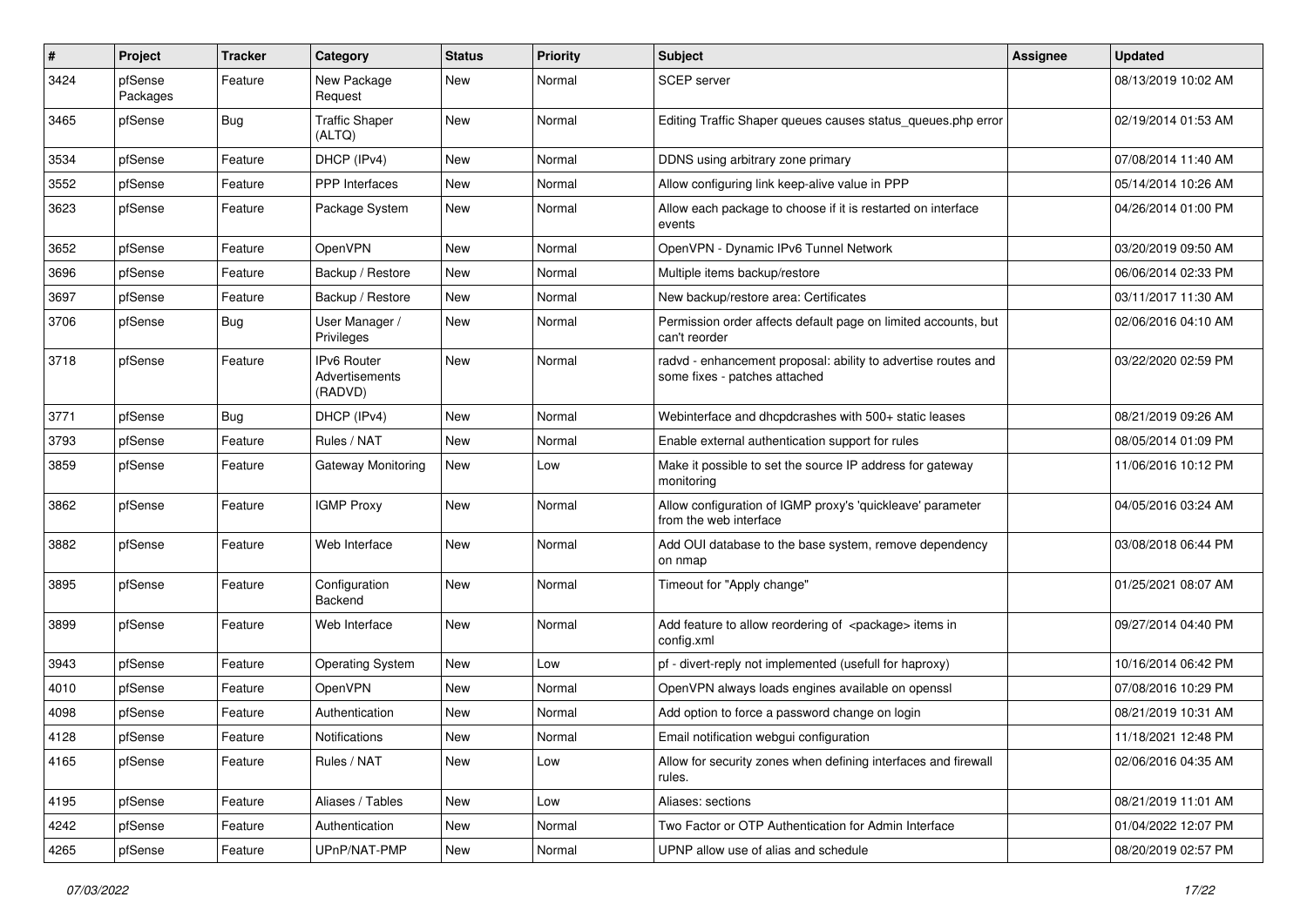| # | Project | Tracker | Category | Status | Priority | Subject | Assignee | Updated |
|---|---|---|---|---|---|---|---|---|
| 3424 | pfSense Packages | Feature | New Package Request | New | Normal | SCEP server | | 08/13/2019 10:02 AM |
| 3465 | pfSense | Bug | Traffic Shaper (ALTQ) | New | Normal | Editing Traffic Shaper queues causes status_queues.php error | | 02/19/2014 01:53 AM |
| 3534 | pfSense | Feature | DHCP (IPv4) | New | Normal | DDNS using arbitrary zone primary | | 07/08/2014 11:40 AM |
| 3552 | pfSense | Feature | PPP Interfaces | New | Normal | Allow configuring link keep-alive value in PPP | | 05/14/2014 10:26 AM |
| 3623 | pfSense | Feature | Package System | New | Normal | Allow each package to choose if it is restarted on interface events | | 04/26/2014 01:00 PM |
| 3652 | pfSense | Feature | OpenVPN | New | Normal | OpenVPN - Dynamic IPv6 Tunnel Network | | 03/20/2019 09:50 AM |
| 3696 | pfSense | Feature | Backup / Restore | New | Normal | Multiple items backup/restore | | 06/06/2014 02:33 PM |
| 3697 | pfSense | Feature | Backup / Restore | New | Normal | New backup/restore area: Certificates | | 03/11/2017 11:30 AM |
| 3706 | pfSense | Bug | User Manager / Privileges | New | Normal | Permission order affects default page on limited accounts, but can't reorder | | 02/06/2016 04:10 AM |
| 3718 | pfSense | Feature | IPv6 Router Advertisements (RADVD) | New | Normal | radvd - enhancement proposal: ability to advertise routes and some fixes - patches attached | | 03/22/2020 02:59 PM |
| 3771 | pfSense | Bug | DHCP (IPv4) | New | Normal | Webinterface and dhcpdcrashes with 500+ static leases | | 08/21/2019 09:26 AM |
| 3793 | pfSense | Feature | Rules / NAT | New | Normal | Enable external authentication support for rules | | 08/05/2014 01:09 PM |
| 3859 | pfSense | Feature | Gateway Monitoring | New | Low | Make it possible to set the source IP address for gateway monitoring | | 11/06/2016 10:12 PM |
| 3862 | pfSense | Feature | IGMP Proxy | New | Normal | Allow configuration of IGMP proxy's 'quickleave' parameter from the web interface | | 04/05/2016 03:24 AM |
| 3882 | pfSense | Feature | Web Interface | New | Normal | Add OUI database to the base system, remove dependency on nmap | | 03/08/2018 06:44 PM |
| 3895 | pfSense | Feature | Configuration Backend | New | Normal | Timeout for "Apply change" | | 01/25/2021 08:07 AM |
| 3899 | pfSense | Feature | Web Interface | New | Normal | Add feature to allow reordering of <package> items in config.xml | | 09/27/2014 04:40 PM |
| 3943 | pfSense | Feature | Operating System | New | Low | pf - divert-reply not implemented (usefull for haproxy) | | 10/16/2014 06:42 PM |
| 4010 | pfSense | Feature | OpenVPN | New | Normal | OpenVPN always loads engines available on openssl | | 07/08/2016 10:29 PM |
| 4098 | pfSense | Feature | Authentication | New | Normal | Add option to force a password change on login | | 08/21/2019 10:31 AM |
| 4128 | pfSense | Feature | Notifications | New | Normal | Email notification webgui configuration | | 11/18/2021 12:48 PM |
| 4165 | pfSense | Feature | Rules / NAT | New | Low | Allow for security zones when defining interfaces and firewall rules. | | 02/06/2016 04:35 AM |
| 4195 | pfSense | Feature | Aliases / Tables | New | Low | Aliases: sections | | 08/21/2019 11:01 AM |
| 4242 | pfSense | Feature | Authentication | New | Normal | Two Factor or OTP Authentication for Admin Interface | | 01/04/2022 12:07 PM |
| 4265 | pfSense | Feature | UPnP/NAT-PMP | New | Normal | UPNP allow use of alias and schedule | | 08/20/2019 02:57 PM |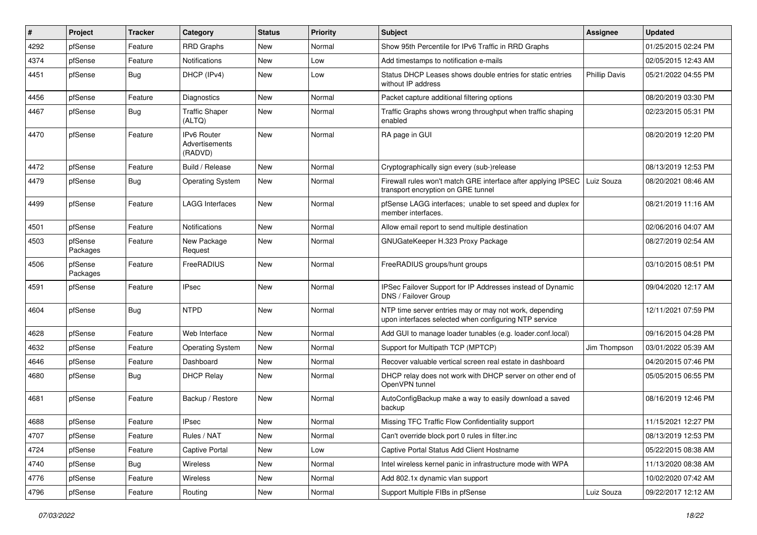| # | Project | Tracker | Category | Status | Priority | Subject | Assignee | Updated |
|---|---|---|---|---|---|---|---|---|
| 4292 | pfSense | Feature | RRD Graphs | New | Normal | Show 95th Percentile for IPv6 Traffic in RRD Graphs | | 01/25/2015 02:24 PM |
| 4374 | pfSense | Feature | Notifications | New | Low | Add timestamps to notification e-mails | | 02/05/2015 12:43 AM |
| 4451 | pfSense | Bug | DHCP (IPv4) | New | Low | Status DHCP Leases shows double entries for static entries without IP address | Phillip Davis | 05/21/2022 04:55 PM |
| 4456 | pfSense | Feature | Diagnostics | New | Normal | Packet capture additional filtering options | | 08/20/2019 03:30 PM |
| 4467 | pfSense | Bug | Traffic Shaper (ALTQ) | New | Normal | Traffic Graphs shows wrong throughput when traffic shaping enabled | | 02/23/2015 05:31 PM |
| 4470 | pfSense | Feature | IPv6 Router Advertisements (RADVD) | New | Normal | RA page in GUI | | 08/20/2019 12:20 PM |
| 4472 | pfSense | Feature | Build / Release | New | Normal | Cryptographically sign every (sub-)release | | 08/13/2019 12:53 PM |
| 4479 | pfSense | Bug | Operating System | New | Normal | Firewall rules won't match GRE interface after applying IPSEC transport encryption on GRE tunnel | Luiz Souza | 08/20/2021 08:46 AM |
| 4499 | pfSense | Feature | LAGG Interfaces | New | Normal | pfSense LAGG interfaces; unable to set speed and duplex for member interfaces. | | 08/21/2019 11:16 AM |
| 4501 | pfSense | Feature | Notifications | New | Normal | Allow email report to send multiple destination | | 02/06/2016 04:07 AM |
| 4503 | pfSense Packages | Feature | New Package Request | New | Normal | GNUGateKeeper H.323 Proxy Package | | 08/27/2019 02:54 AM |
| 4506 | pfSense Packages | Feature | FreeRADIUS | New | Normal | FreeRADIUS groups/hunt groups | | 03/10/2015 08:51 PM |
| 4591 | pfSense | Feature | IPsec | New | Normal | IPSec Failover Support for IP Addresses instead of Dynamic DNS / Failover Group | | 09/04/2020 12:17 AM |
| 4604 | pfSense | Bug | NTPD | New | Normal | NTP time server entries may or may not work, depending upon interfaces selected when configuring NTP service | | 12/11/2021 07:59 PM |
| 4628 | pfSense | Feature | Web Interface | New | Normal | Add GUI to manage loader tunables (e.g. loader.conf.local) | | 09/16/2015 04:28 PM |
| 4632 | pfSense | Feature | Operating System | New | Normal | Support for Multipath TCP (MPTCP) | Jim Thompson | 03/01/2022 05:39 AM |
| 4646 | pfSense | Feature | Dashboard | New | Normal | Recover valuable vertical screen real estate in dashboard | | 04/20/2015 07:46 PM |
| 4680 | pfSense | Bug | DHCP Relay | New | Normal | DHCP relay does not work with DHCP server on other end of OpenVPN tunnel | | 05/05/2015 06:55 PM |
| 4681 | pfSense | Feature | Backup / Restore | New | Normal | AutoConfigBackup make a way to easily download a saved backup | | 08/16/2019 12:46 PM |
| 4688 | pfSense | Feature | IPsec | New | Normal | Missing TFC Traffic Flow Confidentiality support | | 11/15/2021 12:27 PM |
| 4707 | pfSense | Feature | Rules / NAT | New | Normal | Can't override block port 0 rules in filter.inc | | 08/13/2019 12:53 PM |
| 4724 | pfSense | Feature | Captive Portal | New | Low | Captive Portal Status Add Client Hostname | | 05/22/2015 08:38 AM |
| 4740 | pfSense | Bug | Wireless | New | Normal | Intel wireless kernel panic in infrastructure mode with WPA | | 11/13/2020 08:38 AM |
| 4776 | pfSense | Feature | Wireless | New | Normal | Add 802.1x dynamic vlan support | | 10/02/2020 07:42 AM |
| 4796 | pfSense | Feature | Routing | New | Normal | Support Multiple FIBs in pfSense | Luiz Souza | 09/22/2017 12:12 AM |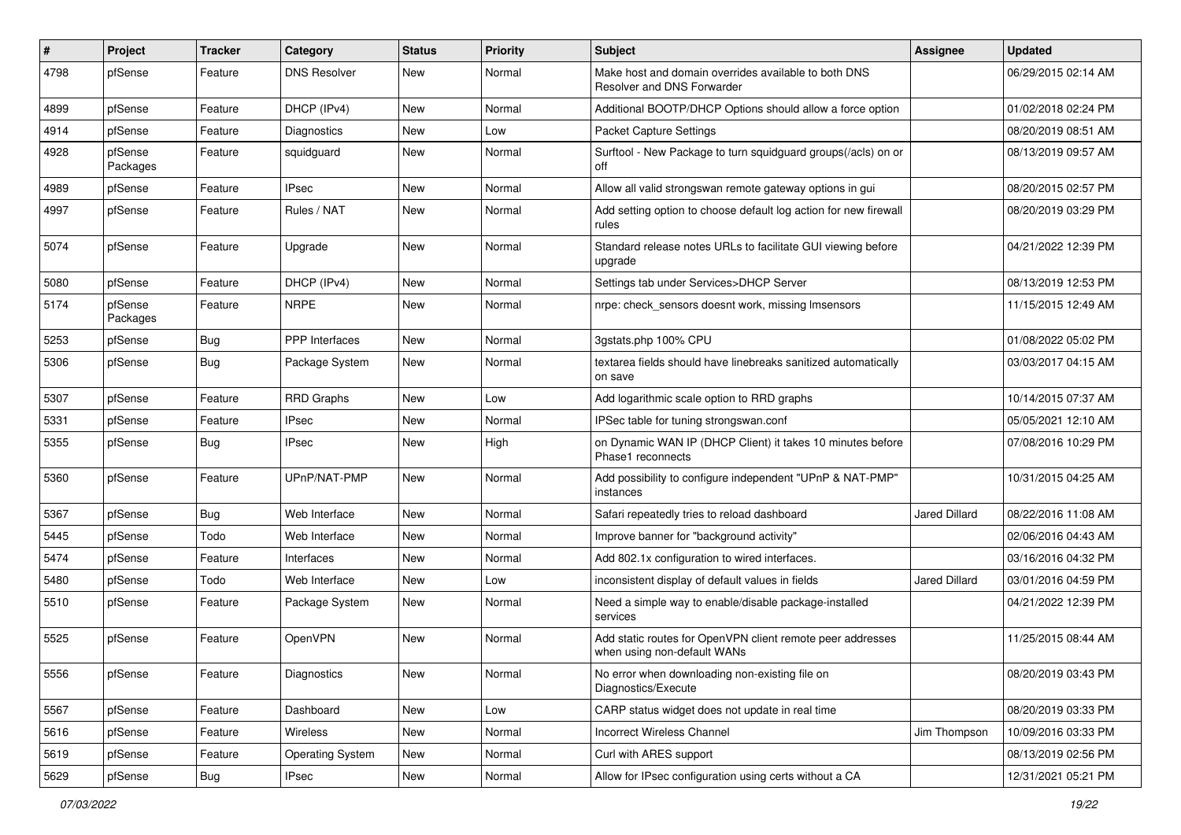| # | Project | Tracker | Category | Status | Priority | Subject | Assignee | Updated |
|---|---|---|---|---|---|---|---|---|
| 4798 | pfSense | Feature | DNS Resolver | New | Normal | Make host and domain overrides available to both DNS Resolver and DNS Forwarder | | 06/29/2015 02:14 AM |
| 4899 | pfSense | Feature | DHCP (IPv4) | New | Normal | Additional BOOTP/DHCP Options should allow a force option | | 01/02/2018 02:24 PM |
| 4914 | pfSense | Feature | Diagnostics | New | Low | Packet Capture Settings | | 08/20/2019 08:51 AM |
| 4928 | pfSense Packages | Feature | squidguard | New | Normal | Surftool - New Package to turn squidguard groups(/acls) on or off | | 08/13/2019 09:57 AM |
| 4989 | pfSense | Feature | IPsec | New | Normal | Allow all valid strongswan remote gateway options in gui | | 08/20/2015 02:57 PM |
| 4997 | pfSense | Feature | Rules / NAT | New | Normal | Add setting option to choose default log action for new firewall rules | | 08/20/2019 03:29 PM |
| 5074 | pfSense | Feature | Upgrade | New | Normal | Standard release notes URLs to facilitate GUI viewing before upgrade | | 04/21/2022 12:39 PM |
| 5080 | pfSense | Feature | DHCP (IPv4) | New | Normal | Settings tab under Services>DHCP Server | | 08/13/2019 12:53 PM |
| 5174 | pfSense Packages | Feature | NRPE | New | Normal | nrpe: check_sensors doesnt work, missing lmsensors | | 11/15/2015 12:49 AM |
| 5253 | pfSense | Bug | PPP Interfaces | New | Normal | 3gstats.php 100% CPU | | 01/08/2022 05:02 PM |
| 5306 | pfSense | Bug | Package System | New | Normal | textarea fields should have linebreaks sanitized automatically on save | | 03/03/2017 04:15 AM |
| 5307 | pfSense | Feature | RRD Graphs | New | Low | Add logarithmic scale option to RRD graphs | | 10/14/2015 07:37 AM |
| 5331 | pfSense | Feature | IPsec | New | Normal | IPSec table for tuning strongswan.conf | | 05/05/2021 12:10 AM |
| 5355 | pfSense | Bug | IPsec | New | High | on Dynamic WAN IP (DHCP Client) it takes 10 minutes before Phase1 reconnects | | 07/08/2016 10:29 PM |
| 5360 | pfSense | Feature | UPnP/NAT-PMP | New | Normal | Add possibility to configure independent "UPnP & NAT-PMP" instances | | 10/31/2015 04:25 AM |
| 5367 | pfSense | Bug | Web Interface | New | Normal | Safari repeatedly tries to reload dashboard | Jared Dillard | 08/22/2016 11:08 AM |
| 5445 | pfSense | Todo | Web Interface | New | Normal | Improve banner for "background activity" | | 02/06/2016 04:43 AM |
| 5474 | pfSense | Feature | Interfaces | New | Normal | Add 802.1x configuration to wired interfaces. | | 03/16/2016 04:32 PM |
| 5480 | pfSense | Todo | Web Interface | New | Low | inconsistent display of default values in fields | Jared Dillard | 03/01/2016 04:59 PM |
| 5510 | pfSense | Feature | Package System | New | Normal | Need a simple way to enable/disable package-installed services | | 04/21/2022 12:39 PM |
| 5525 | pfSense | Feature | OpenVPN | New | Normal | Add static routes for OpenVPN client remote peer addresses when using non-default WANs | | 11/25/2015 08:44 AM |
| 5556 | pfSense | Feature | Diagnostics | New | Normal | No error when downloading non-existing file on Diagnostics/Execute | | 08/20/2019 03:43 PM |
| 5567 | pfSense | Feature | Dashboard | New | Low | CARP status widget does not update in real time | | 08/20/2019 03:33 PM |
| 5616 | pfSense | Feature | Wireless | New | Normal | Incorrect Wireless Channel | Jim Thompson | 10/09/2016 03:33 PM |
| 5619 | pfSense | Feature | Operating System | New | Normal | Curl with ARES support | | 08/13/2019 02:56 PM |
| 5629 | pfSense | Bug | IPsec | New | Normal | Allow for IPsec configuration using certs without a CA | | 12/31/2021 05:21 PM |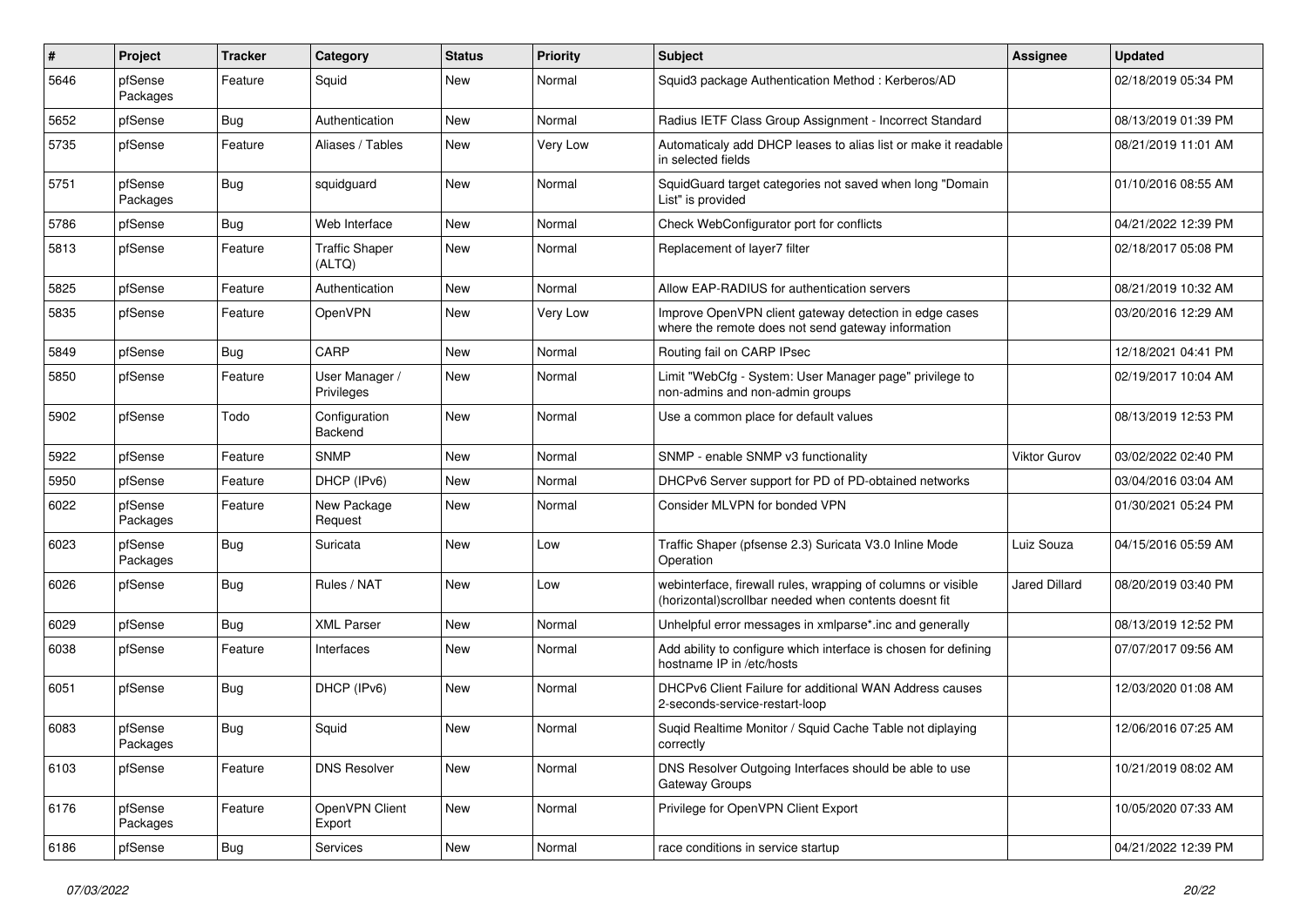| # | Project | Tracker | Category | Status | Priority | Subject | Assignee | Updated |
|---|---|---|---|---|---|---|---|---|
| 5646 | pfSense Packages | Feature | Squid | New | Normal | Squid3 package Authentication Method : Kerberos/AD | | 02/18/2019 05:34 PM |
| 5652 | pfSense | Bug | Authentication | New | Normal | Radius IETF Class Group Assignment - Incorrect Standard | | 08/13/2019 01:39 PM |
| 5735 | pfSense | Feature | Aliases / Tables | New | Very Low | Automaticaly add DHCP leases to alias list or make it readable in selected fields | | 08/21/2019 11:01 AM |
| 5751 | pfSense Packages | Bug | squidguard | New | Normal | SquidGuard target categories not saved when long "Domain List" is provided | | 01/10/2016 08:55 AM |
| 5786 | pfSense | Bug | Web Interface | New | Normal | Check WebConfigurator port for conflicts | | 04/21/2022 12:39 PM |
| 5813 | pfSense | Feature | Traffic Shaper (ALTQ) | New | Normal | Replacement of layer7 filter | | 02/18/2017 05:08 PM |
| 5825 | pfSense | Feature | Authentication | New | Normal | Allow EAP-RADIUS for authentication servers | | 08/21/2019 10:32 AM |
| 5835 | pfSense | Feature | OpenVPN | New | Very Low | Improve OpenVPN client gateway detection in edge cases where the remote does not send gateway information | | 03/20/2016 12:29 AM |
| 5849 | pfSense | Bug | CARP | New | Normal | Routing fail on CARP IPsec | | 12/18/2021 04:41 PM |
| 5850 | pfSense | Feature | User Manager / Privileges | New | Normal | Limit "WebCfg - System: User Manager page" privilege to non-admins and non-admin groups | | 02/19/2017 10:04 AM |
| 5902 | pfSense | Todo | Configuration Backend | New | Normal | Use a common place for default values | | 08/13/2019 12:53 PM |
| 5922 | pfSense | Feature | SNMP | New | Normal | SNMP - enable SNMP v3 functionality | Viktor Gurov | 03/02/2022 02:40 PM |
| 5950 | pfSense | Feature | DHCP (IPv6) | New | Normal | DHCPv6 Server support for PD of PD-obtained networks | | 03/04/2016 03:04 AM |
| 6022 | pfSense Packages | Feature | New Package Request | New | Normal | Consider MLVPN for bonded VPN | | 01/30/2021 05:24 PM |
| 6023 | pfSense Packages | Bug | Suricata | New | Low | Traffic Shaper (pfsense 2.3) Suricata V3.0 Inline Mode Operation | Luiz Souza | 04/15/2016 05:59 AM |
| 6026 | pfSense | Bug | Rules / NAT | New | Low | webinterface, firewall rules, wrapping of columns or visible (horizontal)scrollbar needed when contents doesnt fit | Jared Dillard | 08/20/2019 03:40 PM |
| 6029 | pfSense | Bug | XML Parser | New | Normal | Unhelpful error messages in xmlparse*.inc and generally | | 08/13/2019 12:52 PM |
| 6038 | pfSense | Feature | Interfaces | New | Normal | Add ability to configure which interface is chosen for defining hostname IP in /etc/hosts | | 07/07/2017 09:56 AM |
| 6051 | pfSense | Bug | DHCP (IPv6) | New | Normal | DHCPv6 Client Failure for additional WAN Address causes 2-seconds-service-restart-loop | | 12/03/2020 01:08 AM |
| 6083 | pfSense Packages | Bug | Squid | New | Normal | Suqid Realtime Monitor / Squid Cache Table not diplaying correctly | | 12/06/2016 07:25 AM |
| 6103 | pfSense | Feature | DNS Resolver | New | Normal | DNS Resolver Outgoing Interfaces should be able to use Gateway Groups | | 10/21/2019 08:02 AM |
| 6176 | pfSense Packages | Feature | OpenVPN Client Export | New | Normal | Privilege for OpenVPN Client Export | | 10/05/2020 07:33 AM |
| 6186 | pfSense | Bug | Services | New | Normal | race conditions in service startup | | 04/21/2022 12:39 PM |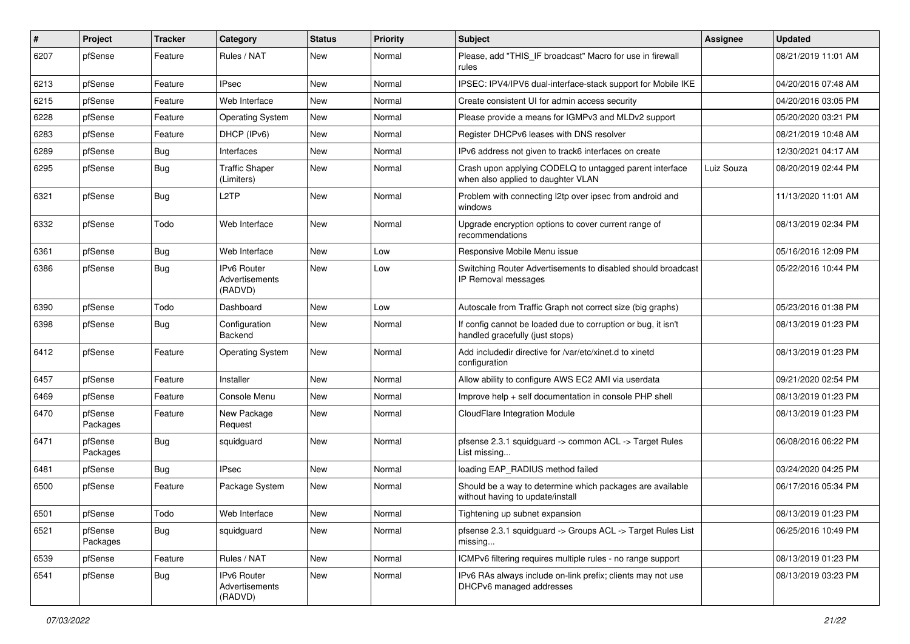| # | Project | Tracker | Category | Status | Priority | Subject | Assignee | Updated |
|---|---|---|---|---|---|---|---|---|
| 6207 | pfSense | Feature | Rules / NAT | New | Normal | Please, add "THIS_IF broadcast" Macro for use in firewall rules | | 08/21/2019 11:01 AM |
| 6213 | pfSense | Feature | IPsec | New | Normal | IPSEC: IPV4/IPV6 dual-interface-stack support for Mobile IKE | | 04/20/2016 07:48 AM |
| 6215 | pfSense | Feature | Web Interface | New | Normal | Create consistent UI for admin access security | | 04/20/2016 03:05 PM |
| 6228 | pfSense | Feature | Operating System | New | Normal | Please provide a means for IGMPv3 and MLDv2 support | | 05/20/2020 03:21 PM |
| 6283 | pfSense | Feature | DHCP (IPv6) | New | Normal | Register DHCPv6 leases with DNS resolver | | 08/21/2019 10:48 AM |
| 6289 | pfSense | Bug | Interfaces | New | Normal | IPv6 address not given to track6 interfaces on create | | 12/30/2021 04:17 AM |
| 6295 | pfSense | Bug | Traffic Shaper (Limiters) | New | Normal | Crash upon applying CODELQ to untagged parent interface when also applied to daughter VLAN | Luiz Souza | 08/20/2019 02:44 PM |
| 6321 | pfSense | Bug | L2TP | New | Normal | Problem with connecting l2tp over ipsec from android and windows | | 11/13/2020 11:01 AM |
| 6332 | pfSense | Todo | Web Interface | New | Normal | Upgrade encryption options to cover current range of recommendations | | 08/13/2019 02:34 PM |
| 6361 | pfSense | Bug | Web Interface | New | Low | Responsive Mobile Menu issue | | 05/16/2016 12:09 PM |
| 6386 | pfSense | Bug | IPv6 Router Advertisements (RADVD) | New | Low | Switching Router Advertisements to disabled should broadcast IP Removal messages | | 05/22/2016 10:44 PM |
| 6390 | pfSense | Todo | Dashboard | New | Low | Autoscale from Traffic Graph not correct size (big graphs) | | 05/23/2016 01:38 PM |
| 6398 | pfSense | Bug | Configuration Backend | New | Normal | If config cannot be loaded due to corruption or bug, it isn't handled gracefully (just stops) | | 08/13/2019 01:23 PM |
| 6412 | pfSense | Feature | Operating System | New | Normal | Add includedir directive for /var/etc/xinet.d to xinetd configuration | | 08/13/2019 01:23 PM |
| 6457 | pfSense | Feature | Installer | New | Normal | Allow ability to configure AWS EC2 AMI via userdata | | 09/21/2020 02:54 PM |
| 6469 | pfSense | Feature | Console Menu | New | Normal | Improve help + self documentation in console PHP shell | | 08/13/2019 01:23 PM |
| 6470 | pfSense Packages | Feature | New Package Request | New | Normal | CloudFlare Integration Module | | 08/13/2019 01:23 PM |
| 6471 | pfSense Packages | Bug | squidguard | New | Normal | pfsense 2.3.1 squidguard -> common ACL -> Target Rules List missing... | | 06/08/2016 06:22 PM |
| 6481 | pfSense | Bug | IPsec | New | Normal | loading EAP_RADIUS method failed | | 03/24/2020 04:25 PM |
| 6500 | pfSense | Feature | Package System | New | Normal | Should be a way to determine which packages are available without having to update/install | | 06/17/2016 05:34 PM |
| 6501 | pfSense | Todo | Web Interface | New | Normal | Tightening up subnet expansion | | 08/13/2019 01:23 PM |
| 6521 | pfSense Packages | Bug | squidguard | New | Normal | pfsense 2.3.1 squidguard -> Groups ACL -> Target Rules List missing... | | 06/25/2016 10:49 PM |
| 6539 | pfSense | Feature | Rules / NAT | New | Normal | ICMPv6 filtering requires multiple rules - no range support | | 08/13/2019 01:23 PM |
| 6541 | pfSense | Bug | IPv6 Router Advertisements (RADVD) | New | Normal | IPv6 RAs always include on-link prefix; clients may not use DHCPv6 managed addresses | | 08/13/2019 03:23 PM |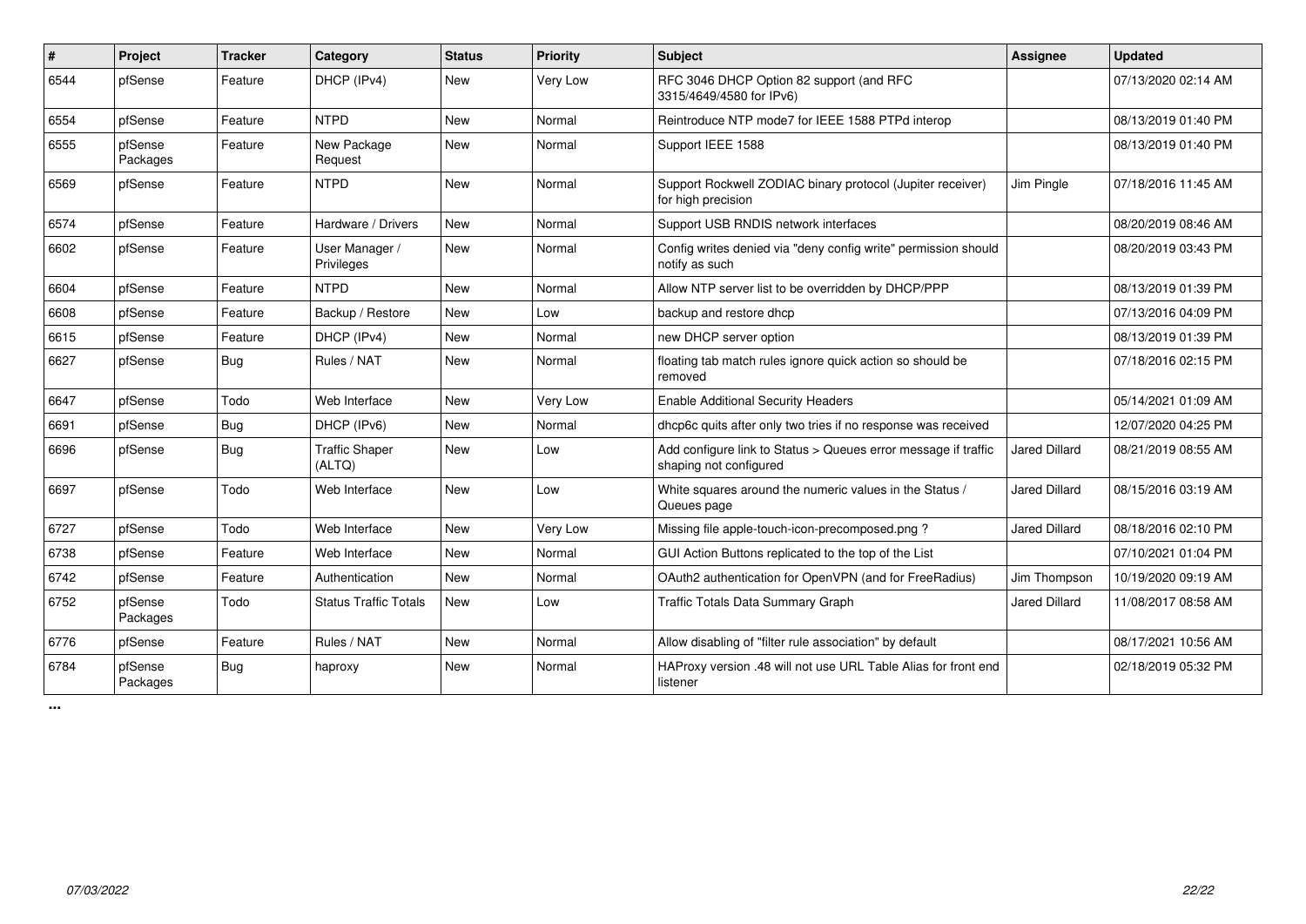| # | Project | Tracker | Category | Status | Priority | Subject | Assignee | Updated |
|---|---|---|---|---|---|---|---|---|
| 6544 | pfSense | Feature | DHCP (IPv4) | New | Very Low | RFC 3046 DHCP Option 82 support (and RFC 3315/4649/4580 for IPv6) | | 07/13/2020 02:14 AM |
| 6554 | pfSense | Feature | NTPD | New | Normal | Reintroduce NTP mode7 for IEEE 1588 PTPd interop | | 08/13/2019 01:40 PM |
| 6555 | pfSense Packages | Feature | New Package Request | New | Normal | Support IEEE 1588 | | 08/13/2019 01:40 PM |
| 6569 | pfSense | Feature | NTPD | New | Normal | Support Rockwell ZODIAC binary protocol (Jupiter receiver) for high precision | Jim Pingle | 07/18/2016 11:45 AM |
| 6574 | pfSense | Feature | Hardware / Drivers | New | Normal | Support USB RNDIS network interfaces | | 08/20/2019 08:46 AM |
| 6602 | pfSense | Feature | User Manager / Privileges | New | Normal | Config writes denied via "deny config write" permission should notify as such | | 08/20/2019 03:43 PM |
| 6604 | pfSense | Feature | NTPD | New | Normal | Allow NTP server list to be overridden by DHCP/PPP | | 08/13/2019 01:39 PM |
| 6608 | pfSense | Feature | Backup / Restore | New | Low | backup and restore dhcp | | 07/13/2016 04:09 PM |
| 6615 | pfSense | Feature | DHCP (IPv4) | New | Normal | new DHCP server option | | 08/13/2019 01:39 PM |
| 6627 | pfSense | Bug | Rules / NAT | New | Normal | floating tab match rules ignore quick action so should be removed | | 07/18/2016 02:15 PM |
| 6647 | pfSense | Todo | Web Interface | New | Very Low | Enable Additional Security Headers | | 05/14/2021 01:09 AM |
| 6691 | pfSense | Bug | DHCP (IPv6) | New | Normal | dhcp6c quits after only two tries if no response was received | | 12/07/2020 04:25 PM |
| 6696 | pfSense | Bug | Traffic Shaper (ALTQ) | New | Low | Add configure link to Status > Queues error message if traffic shaping not configured | Jared Dillard | 08/21/2019 08:55 AM |
| 6697 | pfSense | Todo | Web Interface | New | Low | White squares around the numeric values in the Status / Queues page | Jared Dillard | 08/15/2016 03:19 AM |
| 6727 | pfSense | Todo | Web Interface | New | Very Low | Missing file apple-touch-icon-precomposed.png ? | Jared Dillard | 08/18/2016 02:10 PM |
| 6738 | pfSense | Feature | Web Interface | New | Normal | GUI Action Buttons replicated to the top of the List | | 07/10/2021 01:04 PM |
| 6742 | pfSense | Feature | Authentication | New | Normal | OAuth2 authentication for OpenVPN (and for FreeRadius) | Jim Thompson | 10/19/2020 09:19 AM |
| 6752 | pfSense Packages | Todo | Status Traffic Totals | New | Low | Traffic Totals Data Summary Graph | Jared Dillard | 11/08/2017 08:58 AM |
| 6776 | pfSense | Feature | Rules / NAT | New | Normal | Allow disabling of "filter rule association" by default | | 08/17/2021 10:56 AM |
| 6784 | pfSense Packages | Bug | haproxy | New | Normal | HAProxy version .48 will not use URL Table Alias for front end listener | | 02/18/2019 05:32 PM |

...